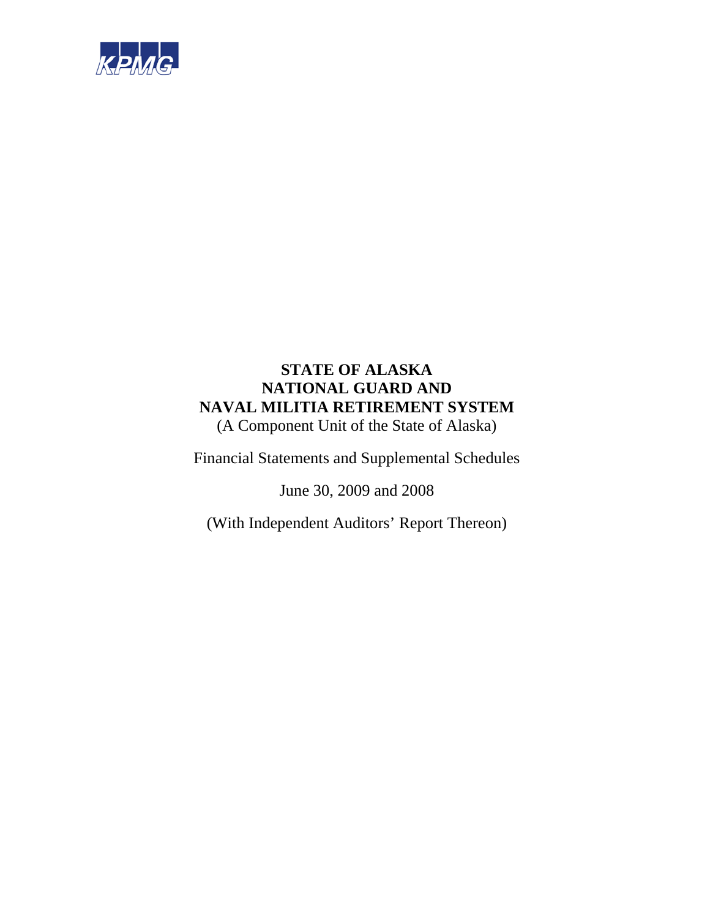KPMG

# STATE OF ALASKA
# NATIONAL GUARD AND
# NAVAL MILITIA RETIREMENT SYSTEM

(A Component Unit of the State of Alaska)

Financial Statements and Supplemental Schedules

June 30, 2009 and 2008

(With Independent Auditors' Report Thereon)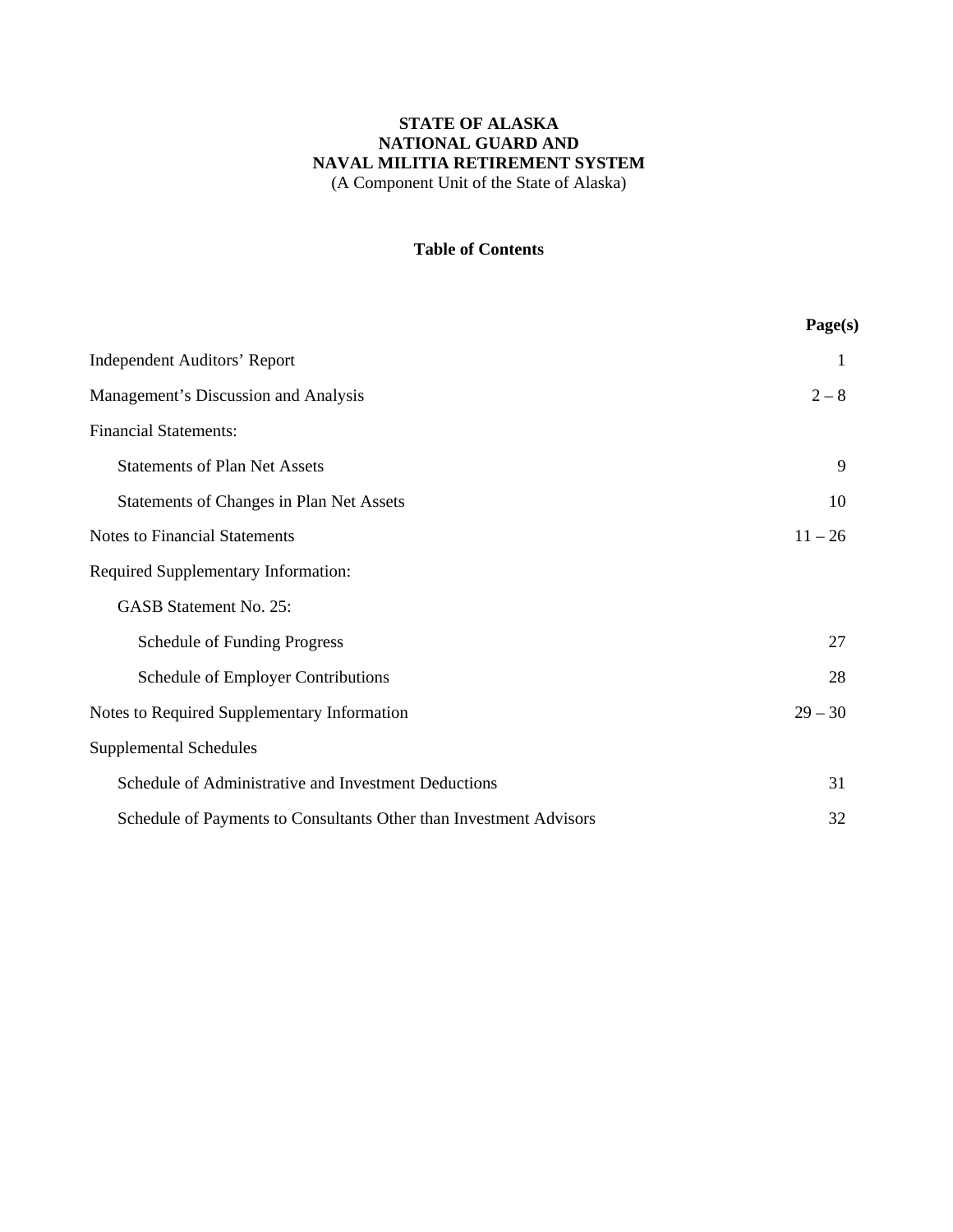**STATE OF ALASKA**
**NATIONAL GUARD AND**
**NAVAL MILITIA RETIREMENT SYSTEM**
(A Component Unit of the State of Alaska)

**Table of Contents**

| | Page(s) |
|---|---|
| Independent Auditors' Report | 1 |
| Management's Discussion and Analysis | 2 – 8 |
| Financial Statements: | |
| Statements of Plan Net Assets | 9 |
| Statements of Changes in Plan Net Assets | 10 |
| Notes to Financial Statements | 11 – 26 |
| Required Supplementary Information: | |
| GASB Statement No. 25: | |
| Schedule of Funding Progress | 27 |
| Schedule of Employer Contributions | 28 |
| Notes to Required Supplementary Information | 29 – 30 |
| Supplemental Schedules | |
| Schedule of Administrative and Investment Deductions | 31 |
| Schedule of Payments to Consultants Other than Investment Advisors | 32 |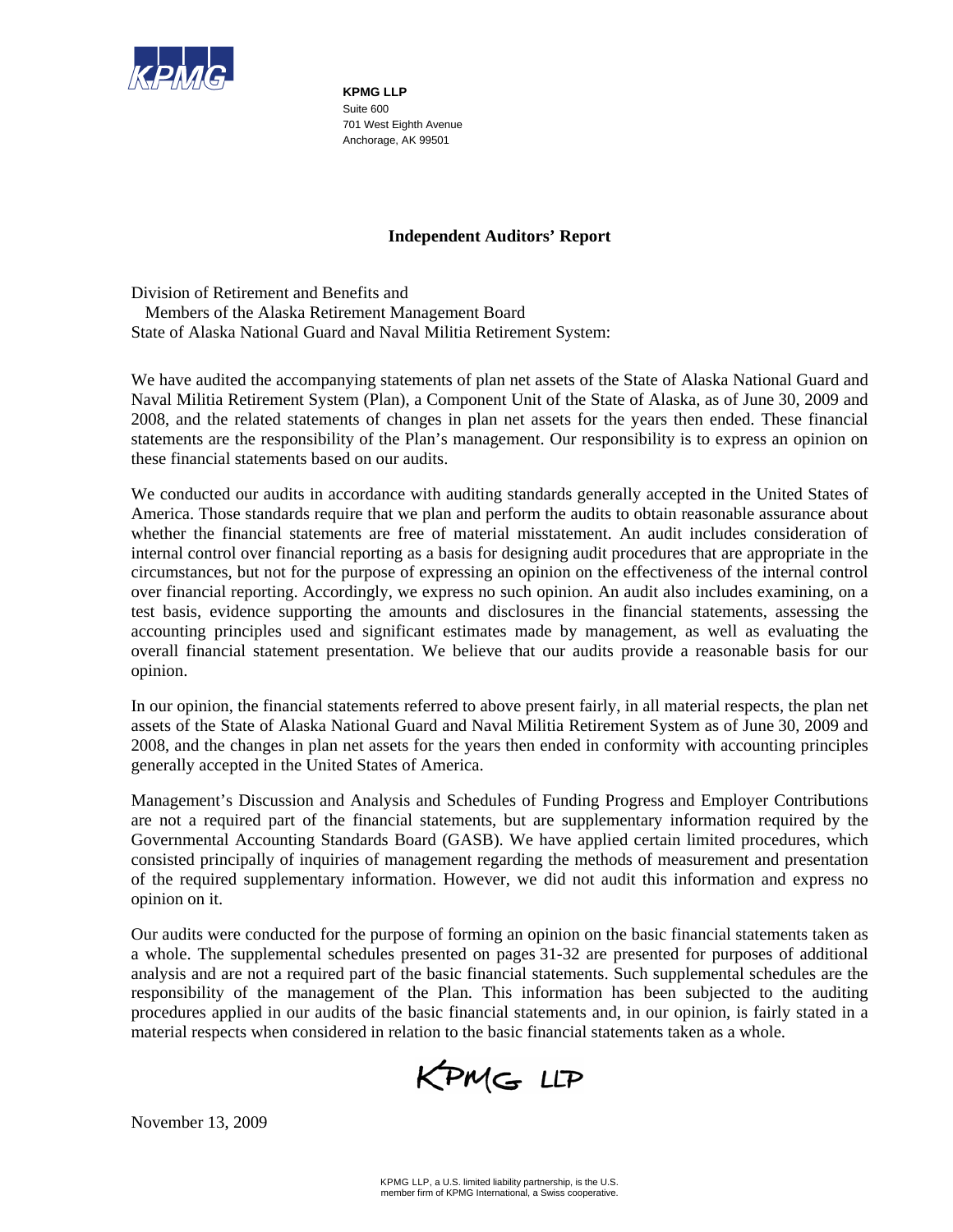KPMG LLP
Suite 600
701 West Eighth Avenue
Anchorage, AK 99501

## Independent Auditors' Report

Division of Retirement and Benefits and
Members of the Alaska Retirement Management Board
State of Alaska National Guard and Naval Militia Retirement System:

We have audited the accompanying statements of plan net assets of the State of Alaska National Guard and Naval Militia Retirement System (Plan), a Component Unit of the State of Alaska, as of June 30, 2009 and 2008, and the related statements of changes in plan net assets for the years then ended. These financial statements are the responsibility of the Plan's management. Our responsibility is to express an opinion on these financial statements based on our audits.

We conducted our audits in accordance with auditing standards generally accepted in the United States of America. Those standards require that we plan and perform the audits to obtain reasonable assurance about whether the financial statements are free of material misstatement. An audit includes consideration of internal control over financial reporting as a basis for designing audit procedures that are appropriate in the circumstances, but not for the purpose of expressing an opinion on the effectiveness of the internal control over financial reporting. Accordingly, we express no such opinion. An audit also includes examining, on a test basis, evidence supporting the amounts and disclosures in the financial statements, assessing the accounting principles used and significant estimates made by management, as well as evaluating the overall financial statement presentation. We believe that our audits provide a reasonable basis for our opinion.

In our opinion, the financial statements referred to above present fairly, in all material respects, the plan net assets of the State of Alaska National Guard and Naval Militia Retirement System as of June 30, 2009 and 2008, and the changes in plan net assets for the years then ended in conformity with accounting principles generally accepted in the United States of America.

Management's Discussion and Analysis and Schedules of Funding Progress and Employer Contributions are not a required part of the financial statements, but are supplementary information required by the Governmental Accounting Standards Board (GASB). We have applied certain limited procedures, which consisted principally of inquiries of management regarding the methods of measurement and presentation of the required supplementary information. However, we did not audit this information and express no opinion on it.

Our audits were conducted for the purpose of forming an opinion on the basic financial statements taken as a whole. The supplemental schedules presented on pages 31-32 are presented for purposes of additional analysis and are not a required part of the basic financial statements. Such supplemental schedules are the responsibility of the management of the Plan. This information has been subjected to the auditing procedures applied in our audits of the basic financial statements and, in our opinion, is fairly stated in a material respects when considered in relation to the basic financial statements taken as a whole.

KPMG LLP

November 13, 2009

KPMG LLP, a U.S. limited liability partnership, is the U.S. member firm of KPMG International, a Swiss cooperative.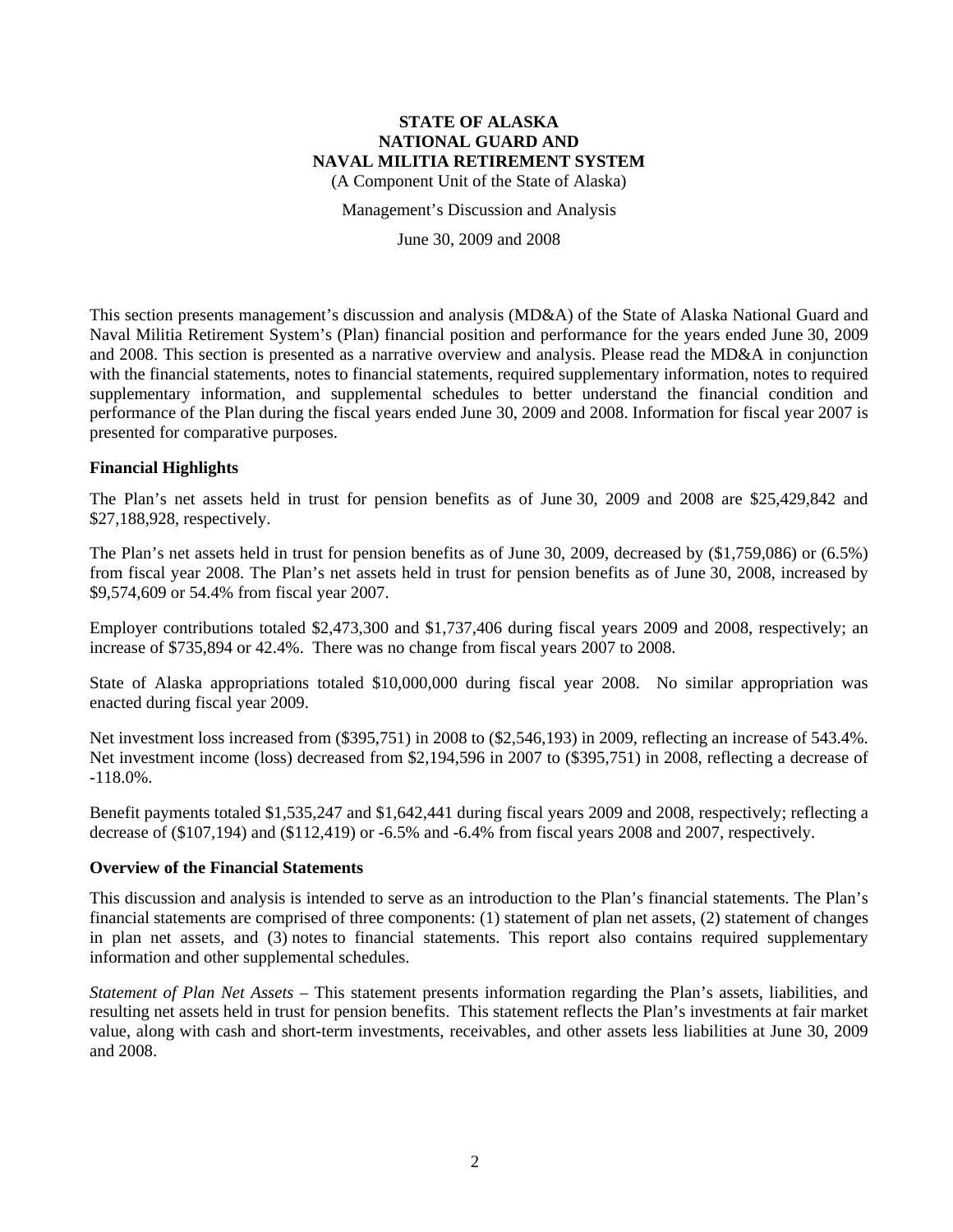**STATE OF ALASKA**
**NATIONAL GUARD AND**
**NAVAL MILITIA RETIREMENT SYSTEM**
(A Component Unit of the State of Alaska)

Management's Discussion and Analysis

June 30, 2009 and 2008

This section presents management's discussion and analysis (MD&A) of the State of Alaska National Guard and Naval Militia Retirement System's (Plan) financial position and performance for the years ended June 30, 2009 and 2008. This section is presented as a narrative overview and analysis. Please read the MD&A in conjunction with the financial statements, notes to financial statements, required supplementary information, notes to required supplementary information, and supplemental schedules to better understand the financial condition and performance of the Plan during the fiscal years ended June 30, 2009 and 2008. Information for fiscal year 2007 is presented for comparative purposes.

## Financial Highlights

The Plan's net assets held in trust for pension benefits as of June 30, 2009 and 2008 are $25,429,842 and $27,188,928, respectively.

The Plan's net assets held in trust for pension benefits as of June 30, 2009, decreased by ($1,759,086) or (6.5%) from fiscal year 2008. The Plan's net assets held in trust for pension benefits as of June 30, 2008, increased by $9,574,609 or 54.4% from fiscal year 2007.

Employer contributions totaled $2,473,300 and $1,737,406 during fiscal years 2009 and 2008, respectively; an increase of $735,894 or 42.4%. There was no change from fiscal years 2007 to 2008.

State of Alaska appropriations totaled $10,000,000 during fiscal year 2008. No similar appropriation was enacted during fiscal year 2009.

Net investment loss increased from ($395,751) in 2008 to ($2,546,193) in 2009, reflecting an increase of 543.4%. Net investment income (loss) decreased from $2,194,596 in 2007 to ($395,751) in 2008, reflecting a decrease of -118.0%.

Benefit payments totaled $1,535,247 and $1,642,441 during fiscal years 2009 and 2008, respectively; reflecting a decrease of ($107,194) and ($112,419) or -6.5% and -6.4% from fiscal years 2008 and 2007, respectively.

## Overview of the Financial Statements

This discussion and analysis is intended to serve as an introduction to the Plan's financial statements. The Plan's financial statements are comprised of three components: (1) statement of plan net assets, (2) statement of changes in plan net assets, and (3) notes to financial statements. This report also contains required supplementary information and other supplemental schedules.

*Statement of Plan Net Assets* – This statement presents information regarding the Plan's assets, liabilities, and resulting net assets held in trust for pension benefits. This statement reflects the Plan's investments at fair market value, along with cash and short-term investments, receivables, and other assets less liabilities at June 30, 2009 and 2008.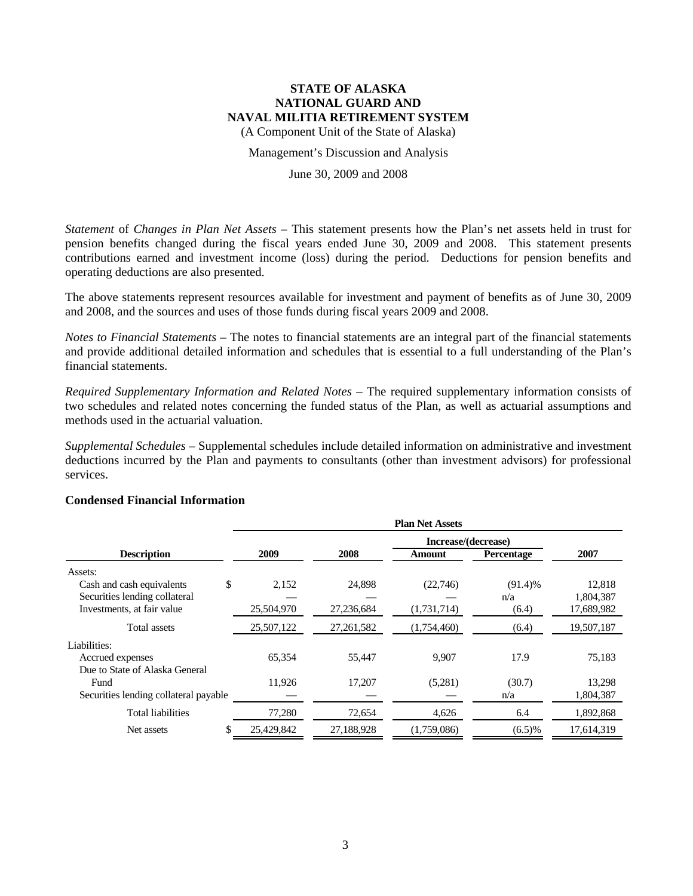# STATE OF ALASKA NATIONAL GUARD AND NAVAL MILITIA RETIREMENT SYSTEM

(A Component Unit of the State of Alaska)

Management's Discussion and Analysis

June 30, 2009 and 2008

*Statement* of *Changes in Plan Net Assets* – This statement presents how the Plan's net assets held in trust for pension benefits changed during the fiscal years ended June 30, 2009 and 2008. This statement presents contributions earned and investment income (loss) during the period. Deductions for pension benefits and operating deductions are also presented.

The above statements represent resources available for investment and payment of benefits as of June 30, 2009 and 2008, and the sources and uses of those funds during fiscal years 2009 and 2008.

*Notes to Financial Statements* – The notes to financial statements are an integral part of the financial statements and provide additional detailed information and schedules that is essential to a full understanding of the Plan's financial statements.

*Required Supplementary Information and Related Notes* – The required supplementary information consists of two schedules and related notes concerning the funded status of the Plan, as well as actuarial assumptions and methods used in the actuarial valuation.

*Supplemental Schedules* – Supplemental schedules include detailed information on administrative and investment deductions incurred by the Plan and payments to consultants (other than investment advisors) for professional services.

### Condensed Financial Information

| | Plan Net Assets | | | | |
|---|---|---|---|---|---|
| | | | Increase/(decrease) | | |
| **Description** | **2009** | **2008** | **Amount** | **Percentage** | **2007** |
| Assets: | | | | | |
| Cash and cash equivalents | $ 2,152 | 24,898 | (22,746) | (91.4)% | 12,818 |
| Securities lending collateral | — | — | — | n/a | 1,804,387 |
| Investments, at fair value | 25,504,970 | 27,236,684 | (1,731,714) | (6.4) | 17,689,982 |
| Total assets | 25,507,122 | 27,261,582 | (1,754,460) | (6.4) | 19,507,187 |
| Liabilities: | | | | | |
| Accrued expenses | 65,354 | 55,447 | 9,907 | 17.9 | 75,183 |
| Due to State of Alaska General Fund | 11,926 | 17,207 | (5,281) | (30.7) | 13,298 |
| Securities lending collateral payable | — | — | — | n/a | 1,804,387 |
| Total liabilities | 77,280 | 72,654 | 4,626 | 6.4 | 1,892,868 |
| Net assets | $ 25,429,842 | 27,188,928 | (1,759,086) | (6.5)% | 17,614,319 |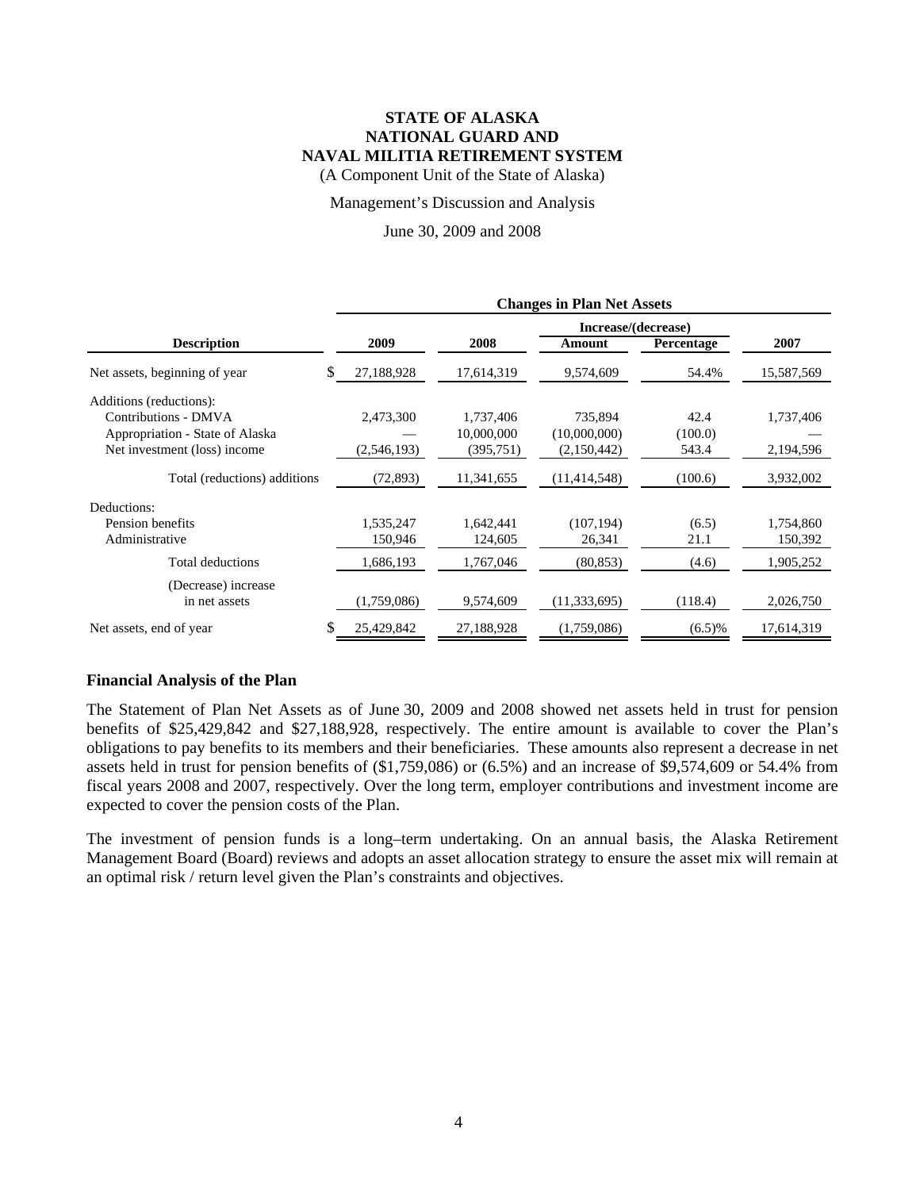**STATE OF ALASKA**
**NATIONAL GUARD AND**
**NAVAL MILITIA RETIREMENT SYSTEM**
(A Component Unit of the State of Alaska)

Management's Discussion and Analysis

June 30, 2009 and 2008

| | Changes in Plan Net Assets | | | | |
|---|---|---|---|---|---|
| | | | Increase/(decrease) | | |
| **Description** | **2009** | **2008** | **Amount** | **Percentage** | **2007** |
| Net assets, beginning of year | $ 27,188,928 | 17,614,319 | 9,574,609 | 54.4% | 15,587,569 |
| Additions (reductions): | | | | | |
| Contributions - DMVA | 2,473,300 | 1,737,406 | 735,894 | 42.4 | 1,737,406 |
| Appropriation - State of Alaska | — | 10,000,000 | (10,000,000) | (100.0) | — |
| Net investment (loss) income | (2,546,193) | (395,751) | (2,150,442) | 543.4 | 2,194,596 |
| Total (reductions) additions | (72,893) | 11,341,655 | (11,414,548) | (100.6) | 3,932,002 |
| Deductions: | | | | | |
| Pension benefits | 1,535,247 | 1,642,441 | (107,194) | (6.5) | 1,754,860 |
| Administrative | 150,946 | 124,605 | 26,341 | 21.1 | 150,392 |
| Total deductions | 1,686,193 | 1,767,046 | (80,853) | (4.6) | 1,905,252 |
| (Decrease) increase in net assets | (1,759,086) | 9,574,609 | (11,333,695) | (118.4) | 2,026,750 |
| Net assets, end of year | $ 25,429,842 | 27,188,928 | (1,759,086) | (6.5)% | 17,614,319 |

## Financial Analysis of the Plan

The Statement of Plan Net Assets as of June 30, 2009 and 2008 showed net assets held in trust for pension benefits of $25,429,842 and $27,188,928, respectively. The entire amount is available to cover the Plan's obligations to pay benefits to its members and their beneficiaries. These amounts also represent a decrease in net assets held in trust for pension benefits of ($1,759,086) or (6.5%) and an increase of $9,574,609 or 54.4% from fiscal years 2008 and 2007, respectively. Over the long term, employer contributions and investment income are expected to cover the pension costs of the Plan.

The investment of pension funds is a long–term undertaking. On an annual basis, the Alaska Retirement Management Board (Board) reviews and adopts an asset allocation strategy to ensure the asset mix will remain at an optimal risk / return level given the Plan's constraints and objectives.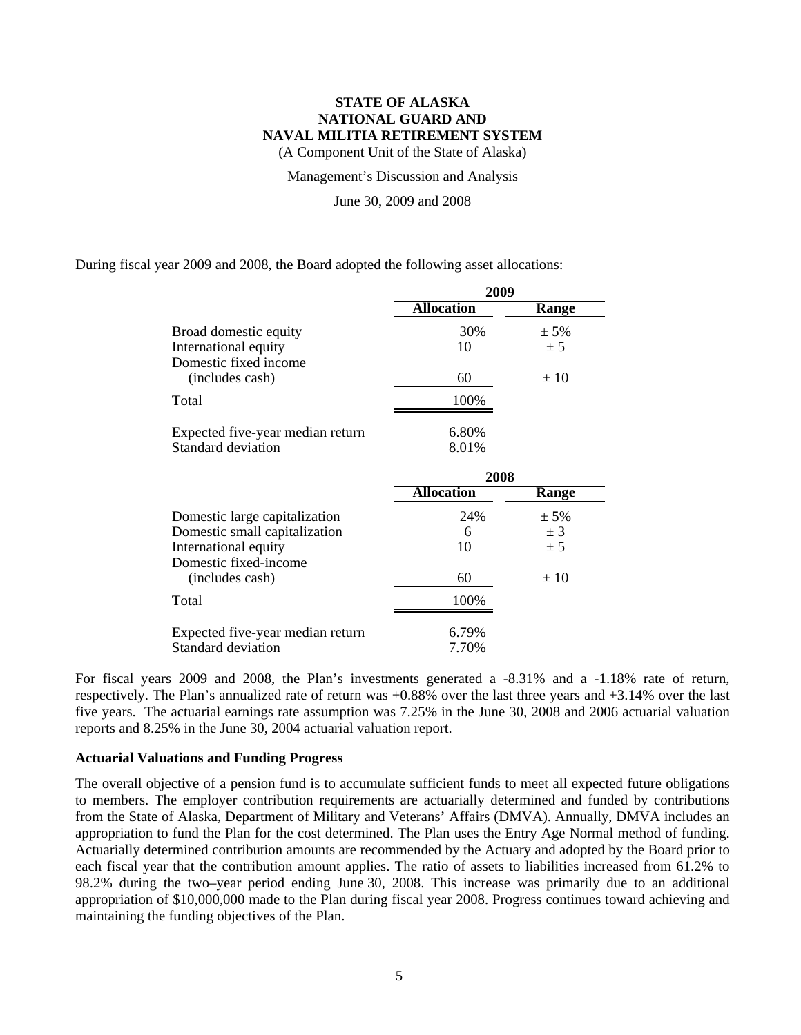During fiscal year 2009 and 2008, the Board adopted the following asset allocations:

| | 2009 | |
|---|---|---|
| | **Allocation** | **Range** |
| Broad domestic equity | 30% | ± 5% |
| International equity | 10 | ± 5 |
| Domestic fixed income (includes cash) | 60 | ± 10 |
| Total | 100% | |
| Expected five-year median return | 6.80% | |
| Standard deviation | 8.01% | |

| | 2008 | |
|---|---|---|
| | **Allocation** | **Range** |
| Domestic large capitalization | 24% | ± 5% |
| Domestic small capitalization | 6 | ± 3 |
| International equity | 10 | ± 5 |
| Domestic fixed-income (includes cash) | 60 | ± 10 |
| Total | 100% | |
| Expected five-year median return | 6.79% | |
| Standard deviation | 7.70% | |

For fiscal years 2009 and 2008, the Plan's investments generated a -8.31% and a -1.18% rate of return, respectively. The Plan's annualized rate of return was +0.88% over the last three years and +3.14% over the last five years. The actuarial earnings rate assumption was 7.25% in the June 30, 2008 and 2006 actuarial valuation reports and 8.25% in the June 30, 2004 actuarial valuation report.

**Actuarial Valuations and Funding Progress**

The overall objective of a pension fund is to accumulate sufficient funds to meet all expected future obligations to members. The employer contribution requirements are actuarially determined and funded by contributions from the State of Alaska, Department of Military and Veterans' Affairs (DMVA). Annually, DMVA includes an appropriation to fund the Plan for the cost determined. The Plan uses the Entry Age Normal method of funding. Actuarially determined contribution amounts are recommended by the Actuary and adopted by the Board prior to each fiscal year that the contribution amount applies. The ratio of assets to liabilities increased from 61.2% to 98.2% during the two–year period ending June 30, 2008. This increase was primarily due to an additional appropriation of $10,000,000 made to the Plan during fiscal year 2008. Progress continues toward achieving and maintaining the funding objectives of the Plan.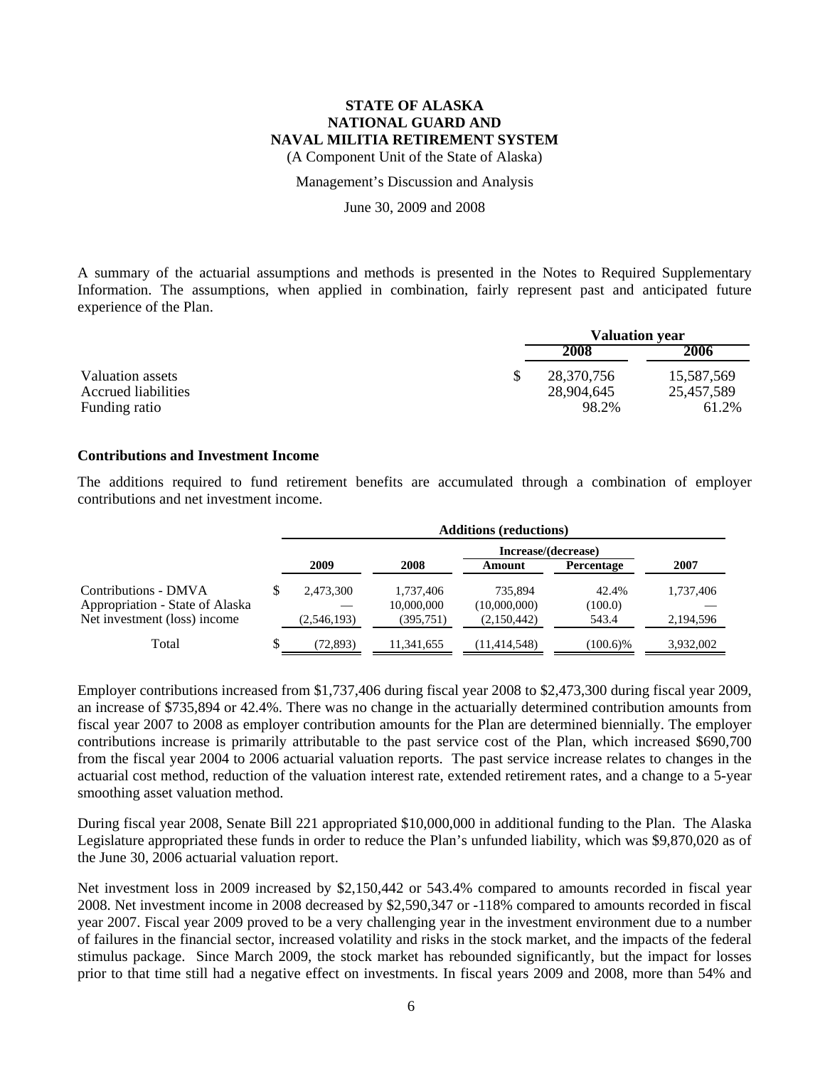A summary of the actuarial assumptions and methods is presented in the Notes to Required Supplementary Information. The assumptions, when applied in combination, fairly represent past and anticipated future experience of the Plan.

| | Valuation year | |
|---|---|---|
| | 2008 | 2006 |
| Valuation assets | $ 28,370,756 | 15,587,569 |
| Accrued liabilities | 28,904,645 | 25,457,589 |
| Funding ratio | 98.2% | 61.2% |

**Contributions and Investment Income**

The additions required to fund retirement benefits are accumulated through a combination of employer contributions and net investment income.

| | Additions (reductions) | | | | |
|---|---|---|---|---|---|
| | | | Increase/(decrease) | | |
| | 2009 | 2008 | Amount | Percentage | 2007 |
| Contributions - DMVA | $ 2,473,300 | 1,737,406 | 735,894 | 42.4% | 1,737,406 |
| Appropriation - State of Alaska | — | 10,000,000 | (10,000,000) | (100.0) | — |
| Net investment (loss) income | (2,546,193) | (395,751) | (2,150,442) | 543.4 | 2,194,596 |
| Total | $ (72,893) | 11,341,655 | (11,414,548) | (100.6)% | 3,932,002 |

Employer contributions increased from $1,737,406 during fiscal year 2008 to $2,473,300 during fiscal year 2009, an increase of $735,894 or 42.4%. There was no change in the actuarially determined contribution amounts from fiscal year 2007 to 2008 as employer contribution amounts for the Plan are determined biennially. The employer contributions increase is primarily attributable to the past service cost of the Plan, which increased $690,700 from the fiscal year 2004 to 2006 actuarial valuation reports. The past service increase relates to changes in the actuarial cost method, reduction of the valuation interest rate, extended retirement rates, and a change to a 5-year smoothing asset valuation method.

During fiscal year 2008, Senate Bill 221 appropriated $10,000,000 in additional funding to the Plan. The Alaska Legislature appropriated these funds in order to reduce the Plan's unfunded liability, which was $9,870,020 as of the June 30, 2006 actuarial valuation report.

Net investment loss in 2009 increased by $2,150,442 or 543.4% compared to amounts recorded in fiscal year 2008. Net investment income in 2008 decreased by $2,590,347 or -118% compared to amounts recorded in fiscal year 2007. Fiscal year 2009 proved to be a very challenging year in the investment environment due to a number of failures in the financial sector, increased volatility and risks in the stock market, and the impacts of the federal stimulus package. Since March 2009, the stock market has rebounded significantly, but the impact for losses prior to that time still had a negative effect on investments. In fiscal years 2009 and 2008, more than 54% and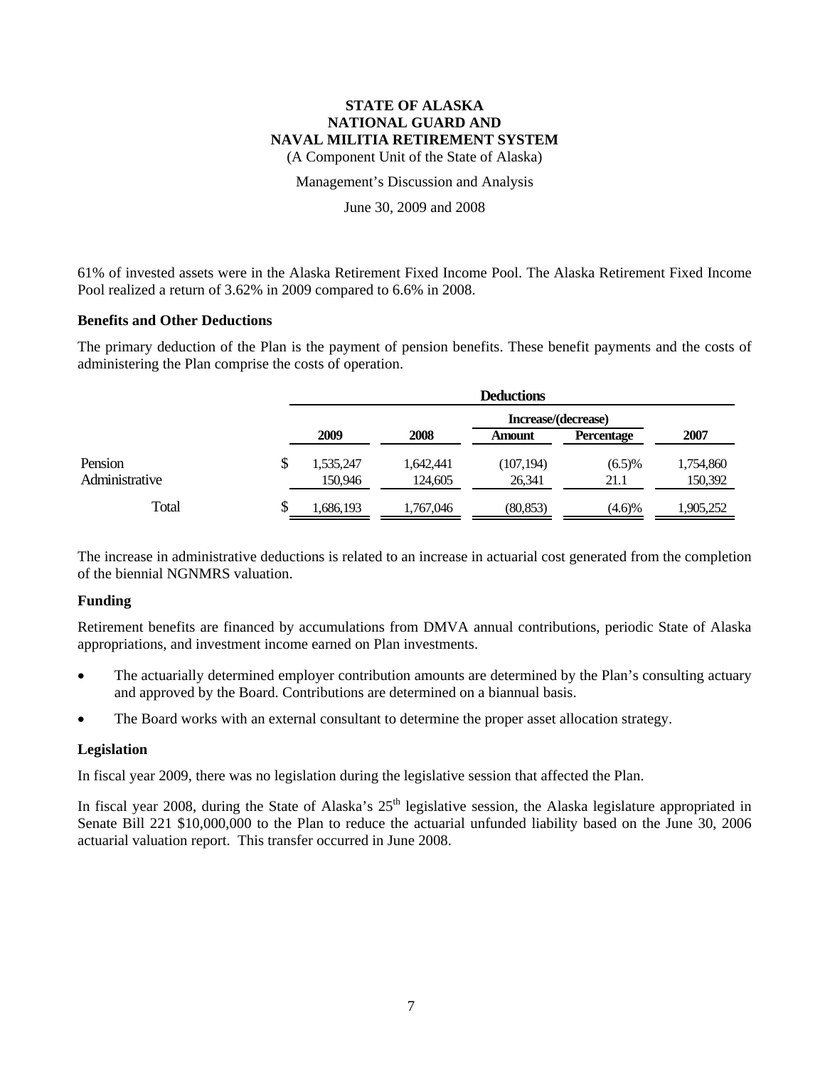61% of invested assets were in the Alaska Retirement Fixed Income Pool. The Alaska Retirement Fixed Income Pool realized a return of 3.62% in 2009 compared to 6.6% in 2008.

### Benefits and Other Deductions

The primary deduction of the Plan is the payment of pension benefits. These benefit payments and the costs of administering the Plan comprise the costs of operation.

| | Deductions | | | | |
|---|---|---|---|---|---|
| | | | Increase/(decrease) | | |
| | 2009 | 2008 | Amount | Percentage | 2007 |
| Pension | $ 1,535,247 | 1,642,441 | (107,194) | (6.5)% | 1,754,860 |
| Administrative | 150,946 | 124,605 | 26,341 | 21.1 | 150,392 |
| Total | $ 1,686,193 | 1,767,046 | (80,853) | (4.6)% | 1,905,252 |

The increase in administrative deductions is related to an increase in actuarial cost generated from the completion of the biennial NGNMRS valuation.

### Funding

Retirement benefits are financed by accumulations from DMVA annual contributions, periodic State of Alaska appropriations, and investment income earned on Plan investments.

- The actuarially determined employer contribution amounts are determined by the Plan's consulting actuary and approved by the Board. Contributions are determined on a biannual basis.
- The Board works with an external consultant to determine the proper asset allocation strategy.

### Legislation

In fiscal year 2009, there was no legislation during the legislative session that affected the Plan.

In fiscal year 2008, during the State of Alaska's 25th legislative session, the Alaska legislature appropriated in Senate Bill 221 $10,000,000 to the Plan to reduce the actuarial unfunded liability based on the June 30, 2006 actuarial valuation report. This transfer occurred in June 2008.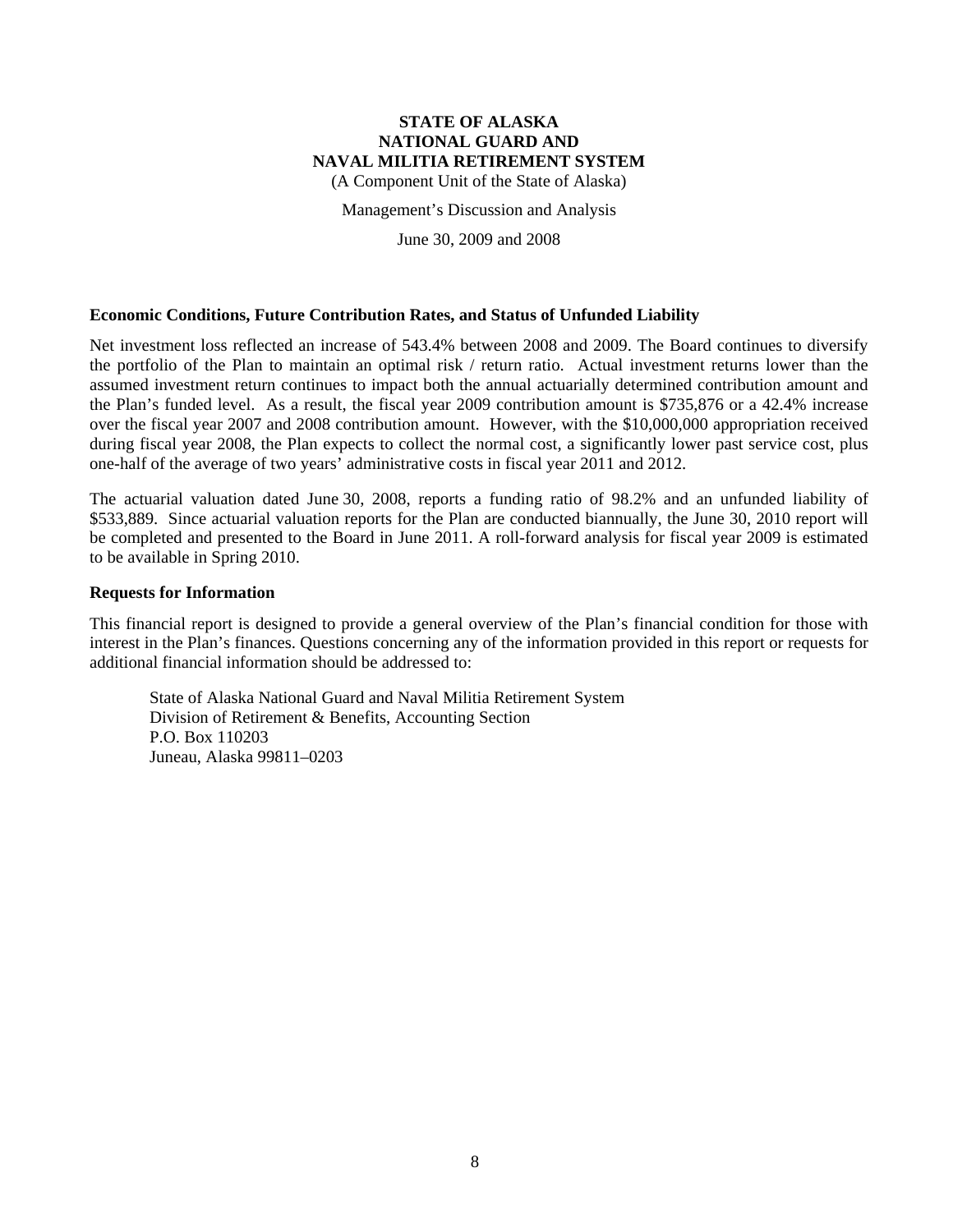# STATE OF ALASKA
# NATIONAL GUARD AND
# NAVAL MILITIA RETIREMENT SYSTEM

(A Component Unit of the State of Alaska)

Management's Discussion and Analysis

June 30, 2009 and 2008

**Economic Conditions, Future Contribution Rates, and Status of Unfunded Liability**

Net investment loss reflected an increase of 543.4% between 2008 and 2009. The Board continues to diversify the portfolio of the Plan to maintain an optimal risk / return ratio. Actual investment returns lower than the assumed investment return continues to impact both the annual actuarially determined contribution amount and the Plan's funded level. As a result, the fiscal year 2009 contribution amount is $735,876 or a 42.4% increase over the fiscal year 2007 and 2008 contribution amount. However, with the $10,000,000 appropriation received during fiscal year 2008, the Plan expects to collect the normal cost, a significantly lower past service cost, plus one-half of the average of two years' administrative costs in fiscal year 2011 and 2012.

The actuarial valuation dated June 30, 2008, reports a funding ratio of 98.2% and an unfunded liability of $533,889. Since actuarial valuation reports for the Plan are conducted biannually, the June 30, 2010 report will be completed and presented to the Board in June 2011. A roll-forward analysis for fiscal year 2009 is estimated to be available in Spring 2010.

**Requests for Information**

This financial report is designed to provide a general overview of the Plan's financial condition for those with interest in the Plan's finances. Questions concerning any of the information provided in this report or requests for additional financial information should be addressed to:

State of Alaska National Guard and Naval Militia Retirement System
Division of Retirement & Benefits, Accounting Section
P.O. Box 110203
Juneau, Alaska 99811–0203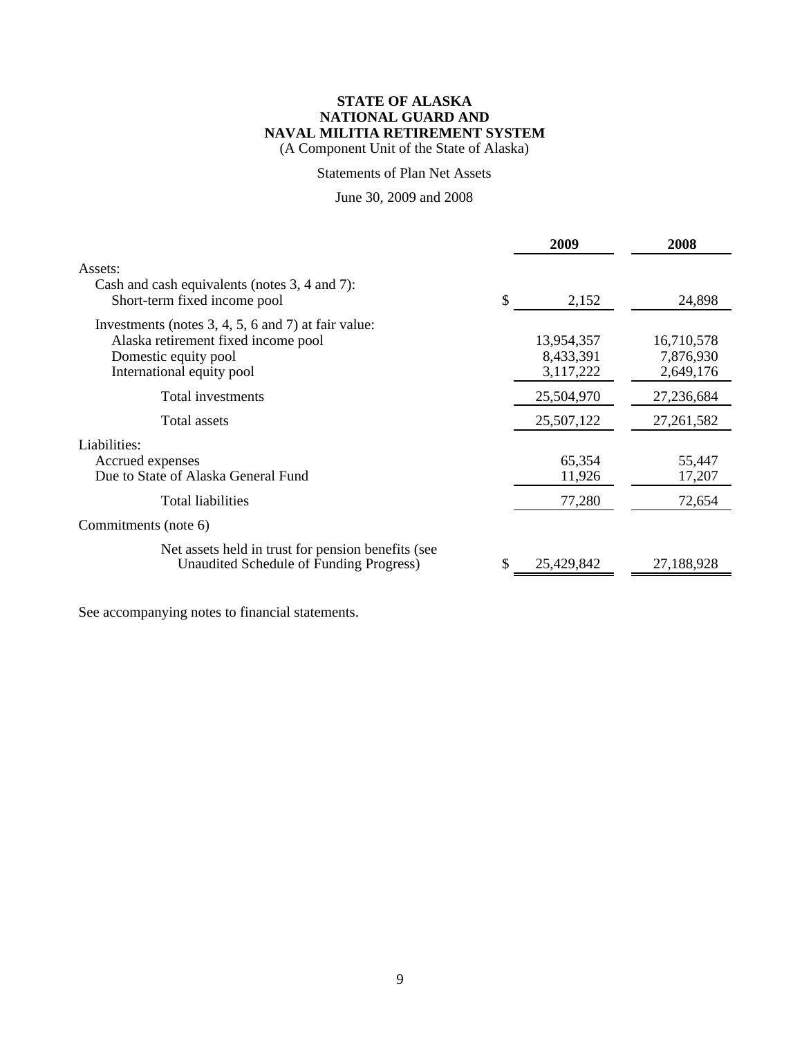**STATE OF ALASKA**
**NATIONAL GUARD AND**
**NAVAL MILITIA RETIREMENT SYSTEM**
(A Component Unit of the State of Alaska)

Statements of Plan Net Assets

June 30, 2009 and 2008

| | 2009 | 2008 |
|---|---|---|
| Assets: | | |
| Cash and cash equivalents (notes 3, 4 and 7): | | |
| Short-term fixed income pool | $ 2,152 | 24,898 |
| Investments (notes 3, 4, 5, 6 and 7) at fair value: | | |
| Alaska retirement fixed income pool | 13,954,357 | 16,710,578 |
| Domestic equity pool | 8,433,391 | 7,876,930 |
| International equity pool | 3,117,222 | 2,649,176 |
| Total investments | 25,504,970 | 27,236,684 |
| Total assets | 25,507,122 | 27,261,582 |
| Liabilities: | | |
| Accrued expenses | 65,354 | 55,447 |
| Due to State of Alaska General Fund | 11,926 | 17,207 |
| Total liabilities | 77,280 | 72,654 |
| Commitments (note 6) | | |
| Net assets held in trust for pension benefits (see Unaudited Schedule of Funding Progress) | $ 25,429,842 | 27,188,928 |

See accompanying notes to financial statements.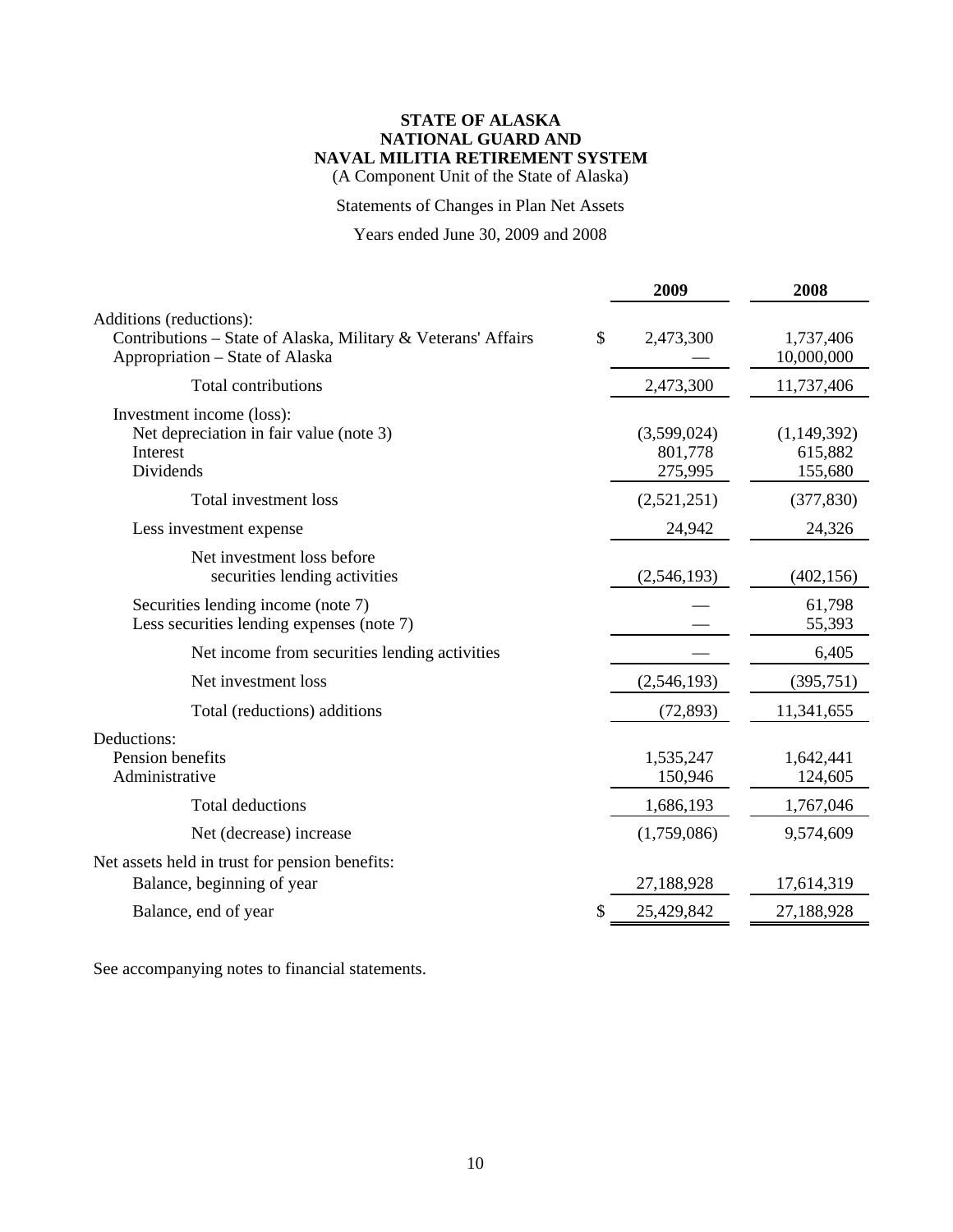**STATE OF ALASKA**
**NATIONAL GUARD AND**
**NAVAL MILITIA RETIREMENT SYSTEM**
(A Component Unit of the State of Alaska)

Statements of Changes in Plan Net Assets

Years ended June 30, 2009 and 2008

| | 2009 | 2008 |
|---|---|---|
| Additions (reductions): | | |
| Contributions – State of Alaska, Military & Veterans' Affairs | $ 2,473,300 | 1,737,406 |
| Appropriation – State of Alaska | — | 10,000,000 |
| Total contributions | 2,473,300 | 11,737,406 |
| Investment income (loss): | | |
| Net depreciation in fair value (note 3) | (3,599,024) | (1,149,392) |
| Interest | 801,778 | 615,882 |
| Dividends | 275,995 | 155,680 |
| Total investment loss | (2,521,251) | (377,830) |
| Less investment expense | 24,942 | 24,326 |
| Net investment loss before securities lending activities | (2,546,193) | (402,156) |
| Securities lending income (note 7) | — | 61,798 |
| Less securities lending expenses (note 7) | — | 55,393 |
| Net income from securities lending activities | — | 6,405 |
| Net investment loss | (2,546,193) | (395,751) |
| Total (reductions) additions | (72,893) | 11,341,655 |
| Deductions: | | |
| Pension benefits | 1,535,247 | 1,642,441 |
| Administrative | 150,946 | 124,605 |
| Total deductions | 1,686,193 | 1,767,046 |
| Net (decrease) increase | (1,759,086) | 9,574,609 |
| Net assets held in trust for pension benefits: | | |
| Balance, beginning of year | 27,188,928 | 17,614,319 |
| Balance, end of year | $ 25,429,842 | 27,188,928 |

See accompanying notes to financial statements.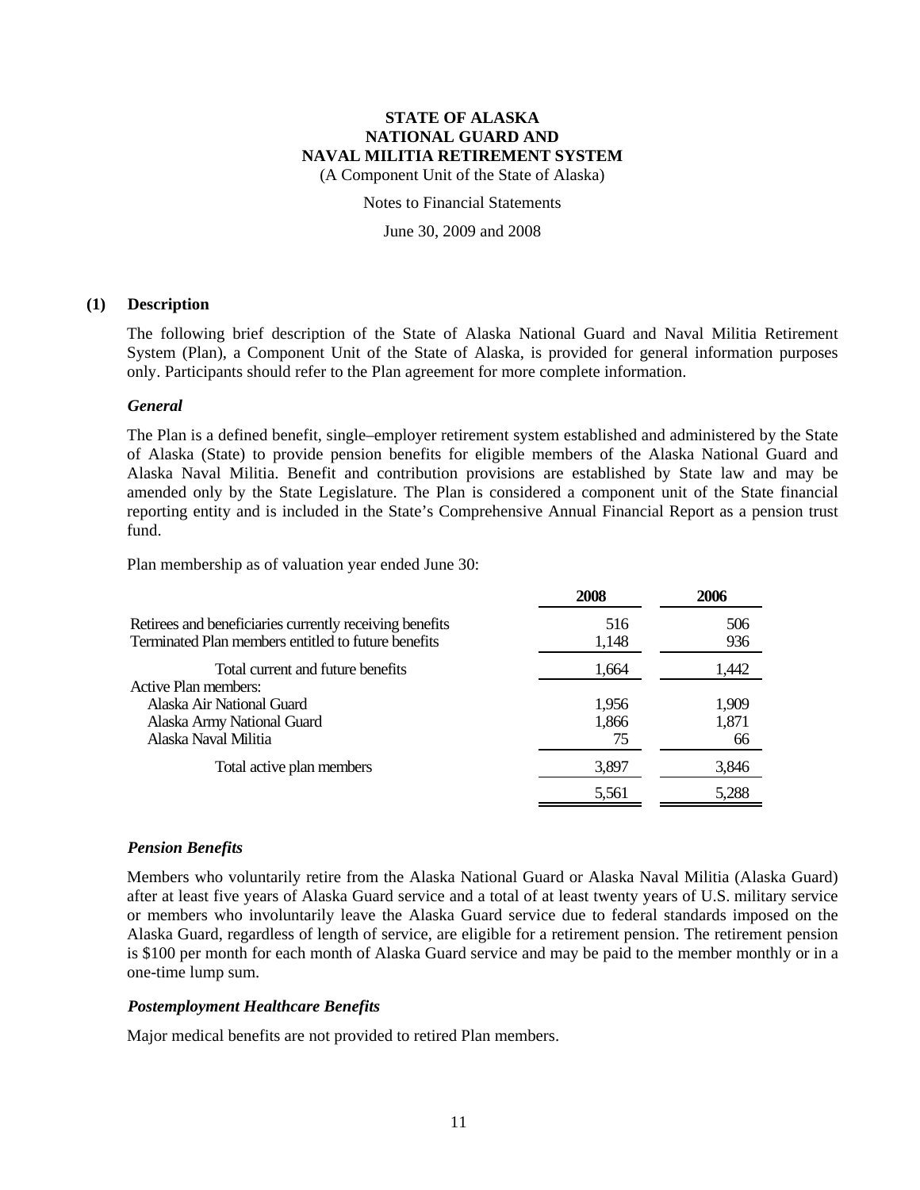# STATE OF ALASKA
# NATIONAL GUARD AND
# NAVAL MILITIA RETIREMENT SYSTEM

(A Component Unit of the State of Alaska)

Notes to Financial Statements

June 30, 2009 and 2008

## (1) Description

The following brief description of the State of Alaska National Guard and Naval Militia Retirement System (Plan), a Component Unit of the State of Alaska, is provided for general information purposes only. Participants should refer to the Plan agreement for more complete information.

### *General*

The Plan is a defined benefit, single–employer retirement system established and administered by the State of Alaska (State) to provide pension benefits for eligible members of the Alaska National Guard and Alaska Naval Militia. Benefit and contribution provisions are established by State law and may be amended only by the State Legislature. The Plan is considered a component unit of the State financial reporting entity and is included in the State's Comprehensive Annual Financial Report as a pension trust fund.

Plan membership as of valuation year ended June 30:

| | 2008 | 2006 |
|---|---|---|
| Retirees and beneficiaries currently receiving benefits | 516 | 506 |
| Terminated Plan members entitled to future benefits | 1,148 | 936 |
| Total current and future benefits | 1,664 | 1,442 |
| Active Plan members: | | |
| Alaska Air National Guard | 1,956 | 1,909 |
| Alaska Army National Guard | 1,866 | 1,871 |
| Alaska Naval Militia | 75 | 66 |
| Total active plan members | 3,897 | 3,846 |
| | 5,561 | 5,288 |

### *Pension Benefits*

Members who voluntarily retire from the Alaska National Guard or Alaska Naval Militia (Alaska Guard) after at least five years of Alaska Guard service and a total of at least twenty years of U.S. military service or members who involuntarily leave the Alaska Guard service due to federal standards imposed on the Alaska Guard, regardless of length of service, are eligible for a retirement pension. The retirement pension is $100 per month for each month of Alaska Guard service and may be paid to the member monthly or in a one-time lump sum.

### *Postemployment Healthcare Benefits*

Major medical benefits are not provided to retired Plan members.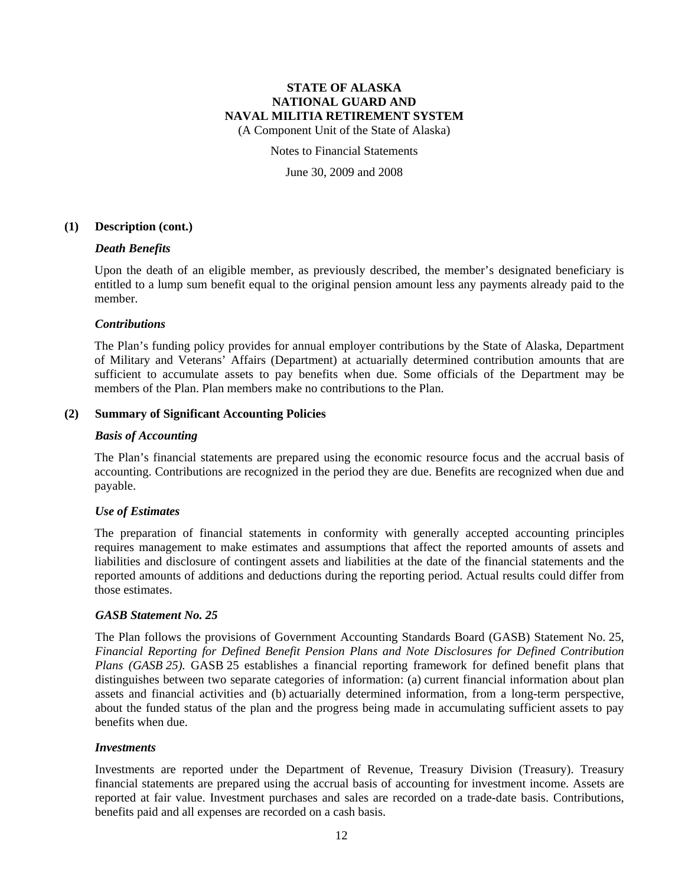## (1) Description (cont.)

### *Death Benefits*

Upon the death of an eligible member, as previously described, the member's designated beneficiary is entitled to a lump sum benefit equal to the original pension amount less any payments already paid to the member.

### *Contributions*

The Plan's funding policy provides for annual employer contributions by the State of Alaska, Department of Military and Veterans' Affairs (Department) at actuarially determined contribution amounts that are sufficient to accumulate assets to pay benefits when due. Some officials of the Department may be members of the Plan. Plan members make no contributions to the Plan.

## (2) Summary of Significant Accounting Policies

### *Basis of Accounting*

The Plan's financial statements are prepared using the economic resource focus and the accrual basis of accounting. Contributions are recognized in the period they are due. Benefits are recognized when due and payable.

### *Use of Estimates*

The preparation of financial statements in conformity with generally accepted accounting principles requires management to make estimates and assumptions that affect the reported amounts of assets and liabilities and disclosure of contingent assets and liabilities at the date of the financial statements and the reported amounts of additions and deductions during the reporting period. Actual results could differ from those estimates.

### *GASB Statement No. 25*

The Plan follows the provisions of Government Accounting Standards Board (GASB) Statement No. 25, *Financial Reporting for Defined Benefit Pension Plans and Note Disclosures for Defined Contribution Plans (GASB 25).* GASB 25 establishes a financial reporting framework for defined benefit plans that distinguishes between two separate categories of information: (a) current financial information about plan assets and financial activities and (b) actuarially determined information, from a long-term perspective, about the funded status of the plan and the progress being made in accumulating sufficient assets to pay benefits when due.

### *Investments*

Investments are reported under the Department of Revenue, Treasury Division (Treasury). Treasury financial statements are prepared using the accrual basis of accounting for investment income. Assets are reported at fair value. Investment purchases and sales are recorded on a trade-date basis. Contributions, benefits paid and all expenses are recorded on a cash basis.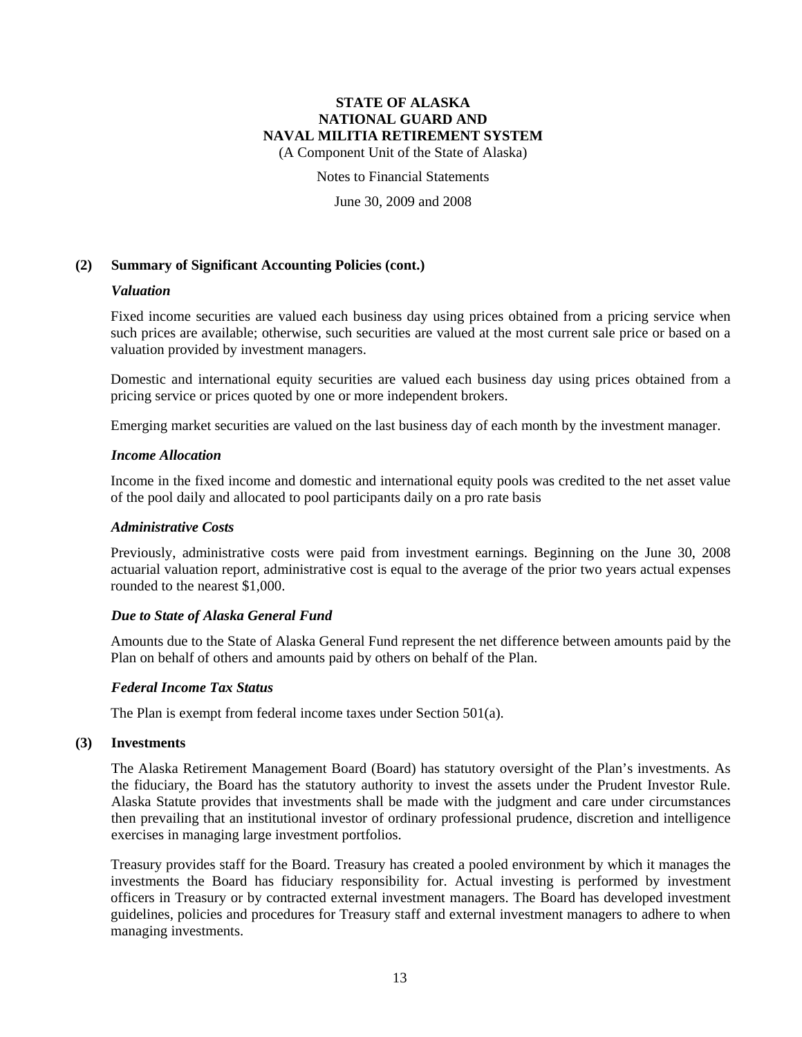## (2) Summary of Significant Accounting Policies (cont.)

### *Valuation*

Fixed income securities are valued each business day using prices obtained from a pricing service when such prices are available; otherwise, such securities are valued at the most current sale price or based on a valuation provided by investment managers.

Domestic and international equity securities are valued each business day using prices obtained from a pricing service or prices quoted by one or more independent brokers.

Emerging market securities are valued on the last business day of each month by the investment manager.

### *Income Allocation*

Income in the fixed income and domestic and international equity pools was credited to the net asset value of the pool daily and allocated to pool participants daily on a pro rate basis

### *Administrative Costs*

Previously, administrative costs were paid from investment earnings. Beginning on the June 30, 2008 actuarial valuation report, administrative cost is equal to the average of the prior two years actual expenses rounded to the nearest $1,000.

### *Due to State of Alaska General Fund*

Amounts due to the State of Alaska General Fund represent the net difference between amounts paid by the Plan on behalf of others and amounts paid by others on behalf of the Plan.

### *Federal Income Tax Status*

The Plan is exempt from federal income taxes under Section 501(a).

## (3) Investments

The Alaska Retirement Management Board (Board) has statutory oversight of the Plan's investments. As the fiduciary, the Board has the statutory authority to invest the assets under the Prudent Investor Rule. Alaska Statute provides that investments shall be made with the judgment and care under circumstances then prevailing that an institutional investor of ordinary professional prudence, discretion and intelligence exercises in managing large investment portfolios.

Treasury provides staff for the Board. Treasury has created a pooled environment by which it manages the investments the Board has fiduciary responsibility for. Actual investing is performed by investment officers in Treasury or by contracted external investment managers. The Board has developed investment guidelines, policies and procedures for Treasury staff and external investment managers to adhere to when managing investments.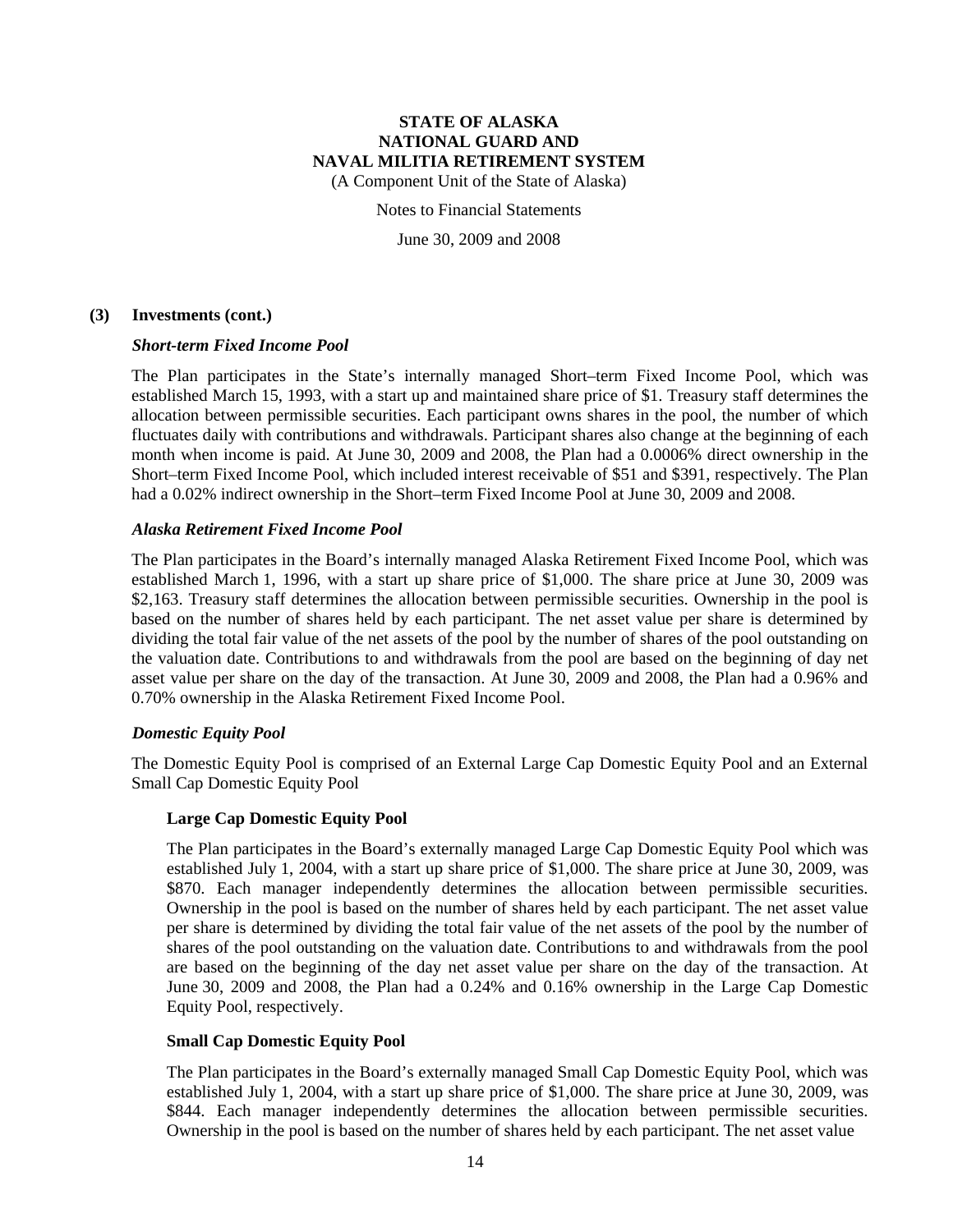### (3) Investments (cont.)

#### *Short-term Fixed Income Pool*

The Plan participates in the State's internally managed Short–term Fixed Income Pool, which was established March 15, 1993, with a start up and maintained share price of $1. Treasury staff determines the allocation between permissible securities. Each participant owns shares in the pool, the number of which fluctuates daily with contributions and withdrawals. Participant shares also change at the beginning of each month when income is paid. At June 30, 2009 and 2008, the Plan had a 0.0006% direct ownership in the Short–term Fixed Income Pool, which included interest receivable of $51 and $391, respectively. The Plan had a 0.02% indirect ownership in the Short–term Fixed Income Pool at June 30, 2009 and 2008.

#### *Alaska Retirement Fixed Income Pool*

The Plan participates in the Board's internally managed Alaska Retirement Fixed Income Pool, which was established March 1, 1996, with a start up share price of $1,000. The share price at June 30, 2009 was $2,163. Treasury staff determines the allocation between permissible securities. Ownership in the pool is based on the number of shares held by each participant. The net asset value per share is determined by dividing the total fair value of the net assets of the pool by the number of shares of the pool outstanding on the valuation date. Contributions to and withdrawals from the pool are based on the beginning of day net asset value per share on the day of the transaction. At June 30, 2009 and 2008, the Plan had a 0.96% and 0.70% ownership in the Alaska Retirement Fixed Income Pool.

#### *Domestic Equity Pool*

The Domestic Equity Pool is comprised of an External Large Cap Domestic Equity Pool and an External Small Cap Domestic Equity Pool

**Large Cap Domestic Equity Pool**

The Plan participates in the Board's externally managed Large Cap Domestic Equity Pool which was established July 1, 2004, with a start up share price of $1,000. The share price at June 30, 2009, was $870. Each manager independently determines the allocation between permissible securities. Ownership in the pool is based on the number of shares held by each participant. The net asset value per share is determined by dividing the total fair value of the net assets of the pool by the number of shares of the pool outstanding on the valuation date. Contributions to and withdrawals from the pool are based on the beginning of the day net asset value per share on the day of the transaction. At June 30, 2009 and 2008, the Plan had a 0.24% and 0.16% ownership in the Large Cap Domestic Equity Pool, respectively.

**Small Cap Domestic Equity Pool**

The Plan participates in the Board's externally managed Small Cap Domestic Equity Pool, which was established July 1, 2004, with a start up share price of $1,000. The share price at June 30, 2009, was $844. Each manager independently determines the allocation between permissible securities. Ownership in the pool is based on the number of shares held by each participant. The net asset value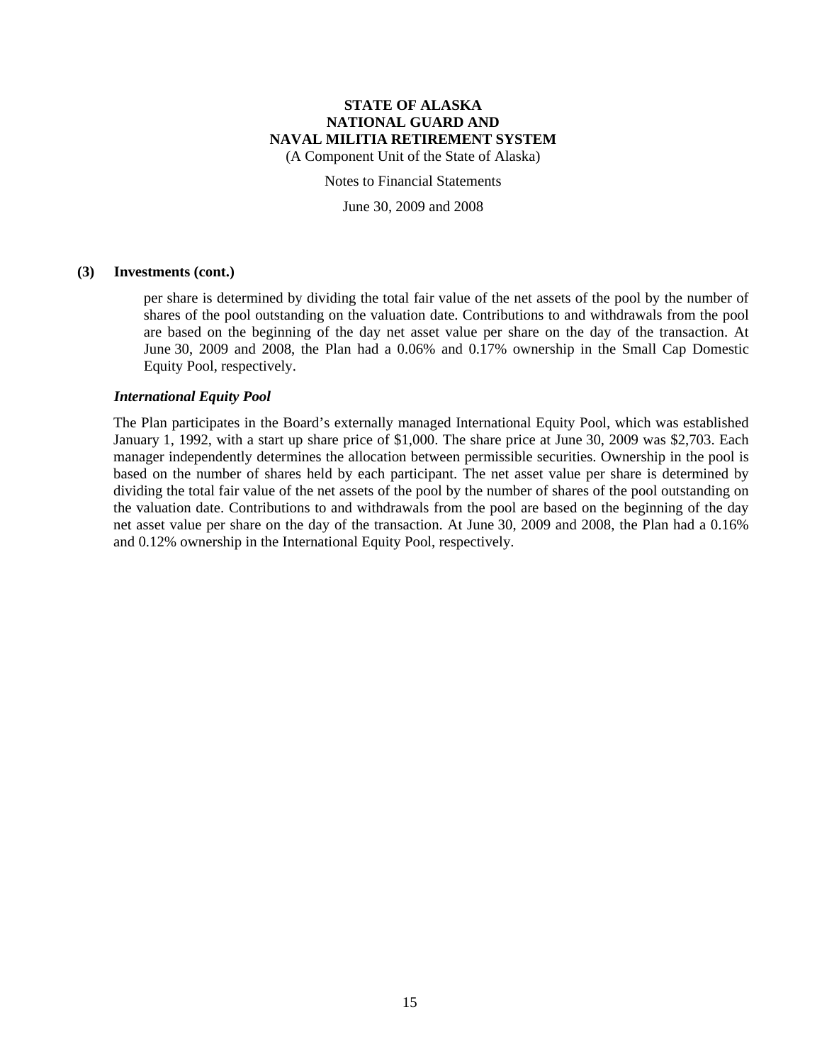### (3) Investments (cont.)

per share is determined by dividing the total fair value of the net assets of the pool by the number of shares of the pool outstanding on the valuation date. Contributions to and withdrawals from the pool are based on the beginning of the day net asset value per share on the day of the transaction. At June 30, 2009 and 2008, the Plan had a 0.06% and 0.17% ownership in the Small Cap Domestic Equity Pool, respectively.

***International Equity Pool***

The Plan participates in the Board's externally managed International Equity Pool, which was established January 1, 1992, with a start up share price of $1,000. The share price at June 30, 2009 was $2,703. Each manager independently determines the allocation between permissible securities. Ownership in the pool is based on the number of shares held by each participant. The net asset value per share is determined by dividing the total fair value of the net assets of the pool by the number of shares of the pool outstanding on the valuation date. Contributions to and withdrawals from the pool are based on the beginning of the day net asset value per share on the day of the transaction. At June 30, 2009 and 2008, the Plan had a 0.16% and 0.12% ownership in the International Equity Pool, respectively.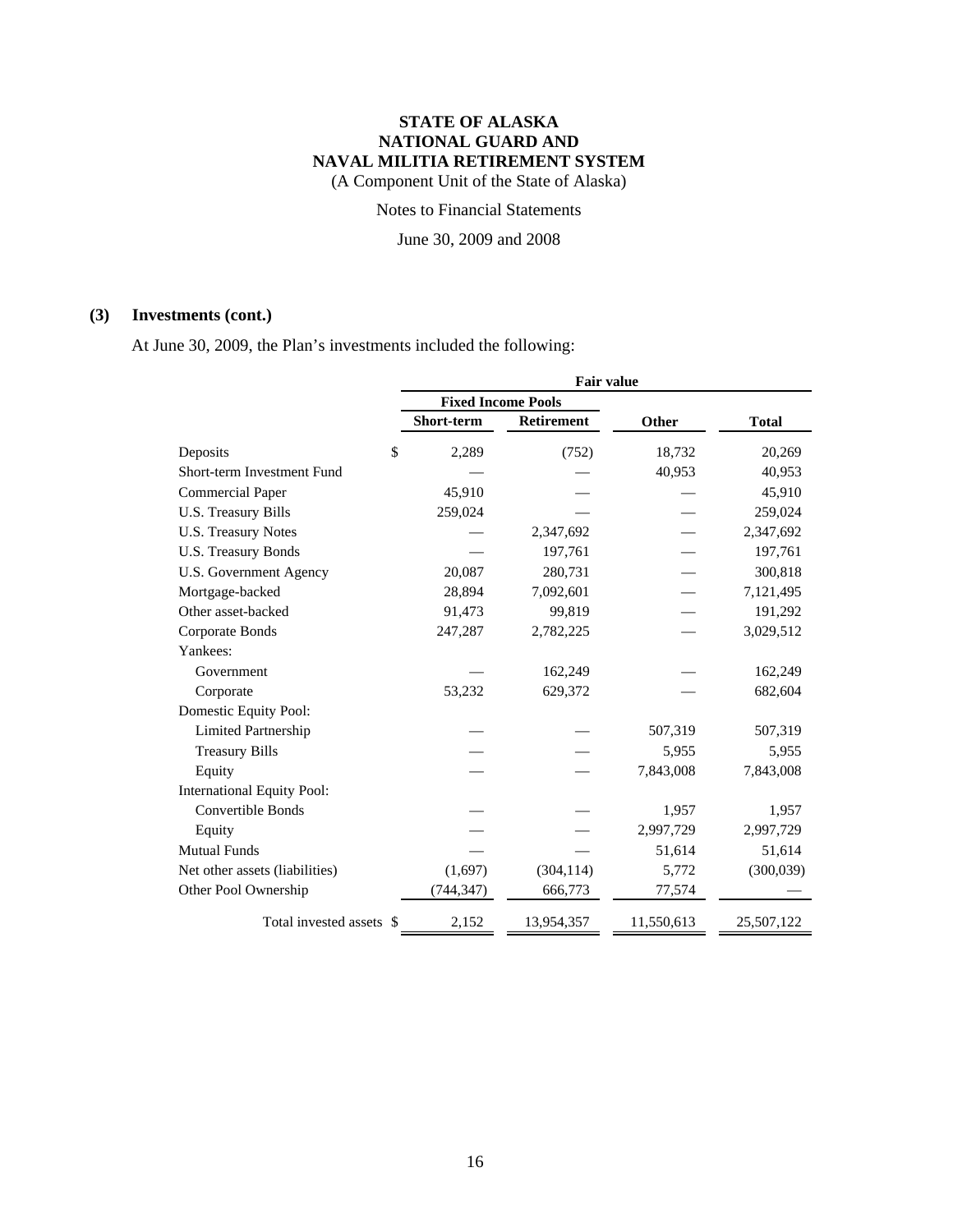**STATE OF ALASKA**
**NATIONAL GUARD AND**
**NAVAL MILITIA RETIREMENT SYSTEM**
(A Component Unit of the State of Alaska)

Notes to Financial Statements

June 30, 2009 and 2008

## (3) Investments (cont.)

At June 30, 2009, the Plan's investments included the following:

| | Fair value | | | |
|---|---|---|---|---|
| | Fixed Income Pools | | | |
| | Short-term | Retirement | Other | Total |
| Deposits | $ 2,289 | (752) | 18,732 | 20,269 |
| Short-term Investment Fund | — | — | 40,953 | 40,953 |
| Commercial Paper | 45,910 | — | — | 45,910 |
| U.S. Treasury Bills | 259,024 | — | — | 259,024 |
| U.S. Treasury Notes | — | 2,347,692 | — | 2,347,692 |
| U.S. Treasury Bonds | — | 197,761 | — | 197,761 |
| U.S. Government Agency | 20,087 | 280,731 | — | 300,818 |
| Mortgage-backed | 28,894 | 7,092,601 | — | 7,121,495 |
| Other asset-backed | 91,473 | 99,819 | — | 191,292 |
| Corporate Bonds | 247,287 | 2,782,225 | — | 3,029,512 |
| Yankees: | | | | |
| Government | — | 162,249 | — | 162,249 |
| Corporate | 53,232 | 629,372 | — | 682,604 |
| Domestic Equity Pool: | | | | |
| Limited Partnership | — | — | 507,319 | 507,319 |
| Treasury Bills | — | — | 5,955 | 5,955 |
| Equity | — | — | 7,843,008 | 7,843,008 |
| International Equity Pool: | | | | |
| Convertible Bonds | — | — | 1,957 | 1,957 |
| Equity | — | — | 2,997,729 | 2,997,729 |
| Mutual Funds | — | — | 51,614 | 51,614 |
| Net other assets (liabilities) | (1,697) | (304,114) | 5,772 | (300,039) |
| Other Pool Ownership | (744,347) | 666,773 | 77,574 | — |
| Total invested assets | $ 2,152 | 13,954,357 | 11,550,613 | 25,507,122 |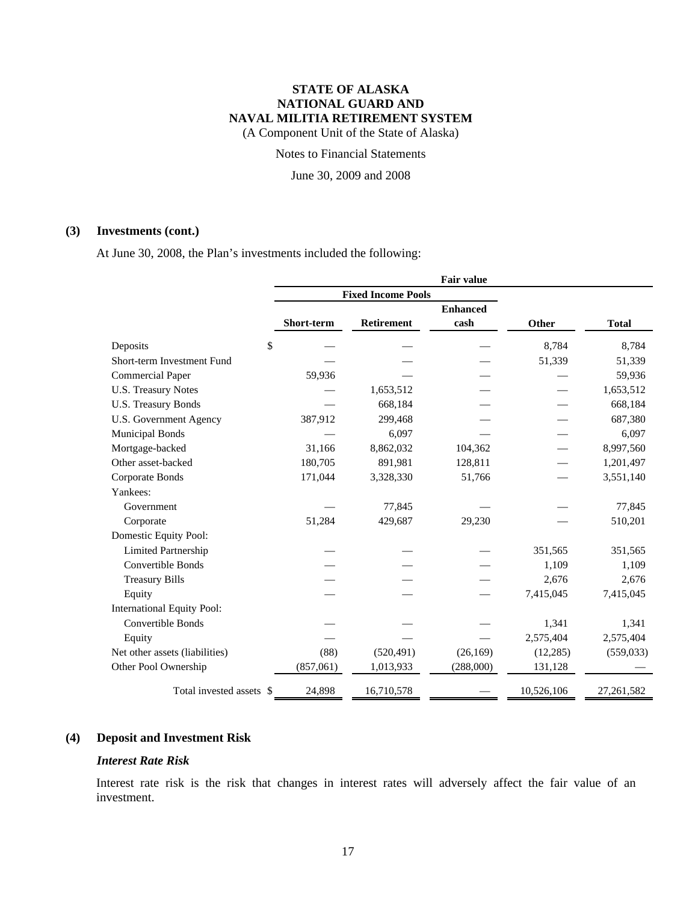**STATE OF ALASKA**
**NATIONAL GUARD AND**
**NAVAL MILITIA RETIREMENT SYSTEM**
(A Component Unit of the State of Alaska)

Notes to Financial Statements

June 30, 2009 and 2008

## (3) Investments (cont.)

At June 30, 2008, the Plan's investments included the following:

| | Fair value | | | | |
|---|---|---|---|---|---|
| | Fixed Income Pools | | | | |
| | Short-term | Retirement | Enhanced cash | Other | Total |
| Deposits | $ — | — | — | 8,784 | 8,784 |
| Short-term Investment Fund | — | — | — | 51,339 | 51,339 |
| Commercial Paper | 59,936 | — | — | — | 59,936 |
| U.S. Treasury Notes | — | 1,653,512 | — | — | 1,653,512 |
| U.S. Treasury Bonds | — | 668,184 | — | — | 668,184 |
| U.S. Government Agency | 387,912 | 299,468 | — | — | 687,380 |
| Municipal Bonds | — | 6,097 | — | — | 6,097 |
| Mortgage-backed | 31,166 | 8,862,032 | 104,362 | — | 8,997,560 |
| Other asset-backed | 180,705 | 891,981 | 128,811 | — | 1,201,497 |
| Corporate Bonds | 171,044 | 3,328,330 | 51,766 | — | 3,551,140 |
| Yankees: | | | | | |
| Government | — | 77,845 | — | — | 77,845 |
| Corporate | 51,284 | 429,687 | 29,230 | — | 510,201 |
| Domestic Equity Pool: | | | | | |
| Limited Partnership | — | — | — | 351,565 | 351,565 |
| Convertible Bonds | — | — | — | 1,109 | 1,109 |
| Treasury Bills | — | — | — | 2,676 | 2,676 |
| Equity | — | — | — | 7,415,045 | 7,415,045 |
| International Equity Pool: | | | | | |
| Convertible Bonds | — | — | — | 1,341 | 1,341 |
| Equity | — | — | — | 2,575,404 | 2,575,404 |
| Net other assets (liabilities) | (88) | (520,491) | (26,169) | (12,285) | (559,033) |
| Other Pool Ownership | (857,061) | 1,013,933 | (288,000) | 131,128 | — |
| Total invested assets | $ 24,898 | 16,710,578 | — | 10,526,106 | 27,261,582 |

## (4) Deposit and Investment Risk

### *Interest Rate Risk*

Interest rate risk is the risk that changes in interest rates will adversely affect the fair value of an investment.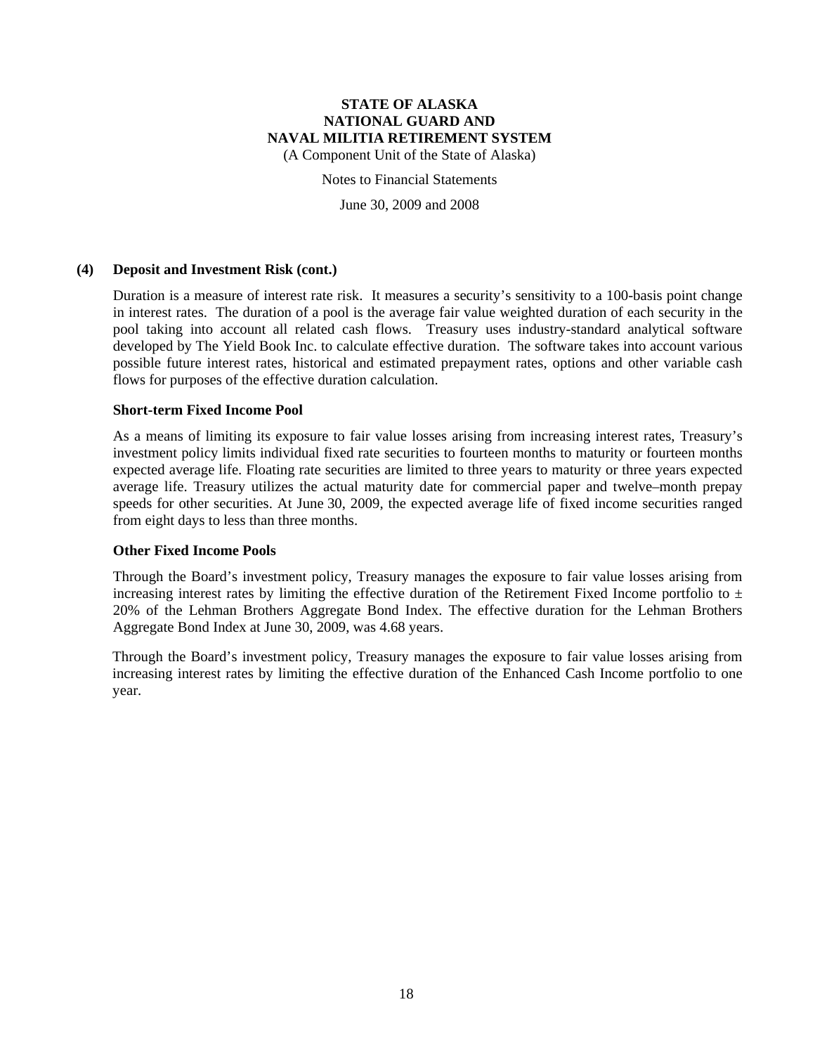### (4) Deposit and Investment Risk (cont.)

Duration is a measure of interest rate risk. It measures a security's sensitivity to a 100-basis point change in interest rates. The duration of a pool is the average fair value weighted duration of each security in the pool taking into account all related cash flows. Treasury uses industry-standard analytical software developed by The Yield Book Inc. to calculate effective duration. The software takes into account various possible future interest rates, historical and estimated prepayment rates, options and other variable cash flows for purposes of the effective duration calculation.

**Short-term Fixed Income Pool**

As a means of limiting its exposure to fair value losses arising from increasing interest rates, Treasury's investment policy limits individual fixed rate securities to fourteen months to maturity or fourteen months expected average life. Floating rate securities are limited to three years to maturity or three years expected average life. Treasury utilizes the actual maturity date for commercial paper and twelve–month prepay speeds for other securities. At June 30, 2009, the expected average life of fixed income securities ranged from eight days to less than three months.

**Other Fixed Income Pools**

Through the Board's investment policy, Treasury manages the exposure to fair value losses arising from increasing interest rates by limiting the effective duration of the Retirement Fixed Income portfolio to ± 20% of the Lehman Brothers Aggregate Bond Index. The effective duration for the Lehman Brothers Aggregate Bond Index at June 30, 2009, was 4.68 years.

Through the Board's investment policy, Treasury manages the exposure to fair value losses arising from increasing interest rates by limiting the effective duration of the Enhanced Cash Income portfolio to one year.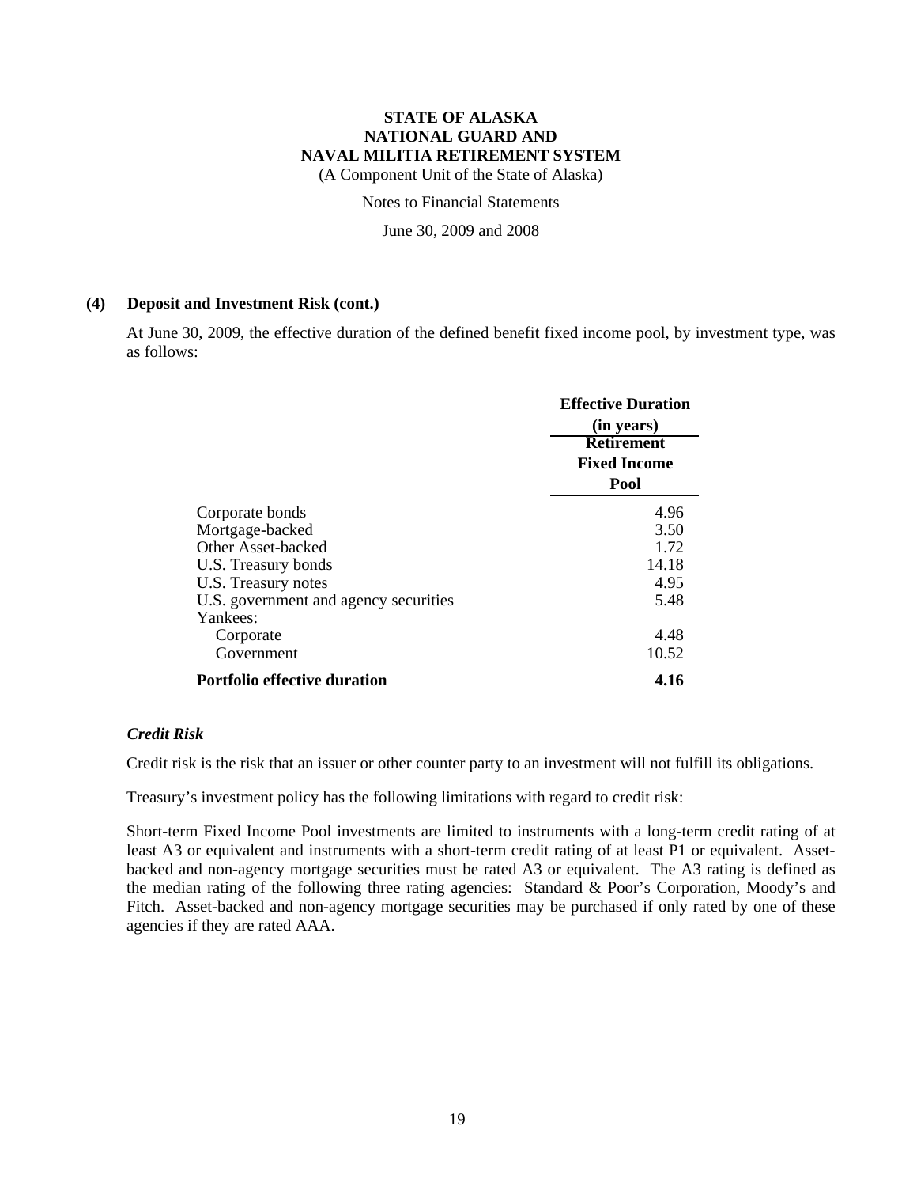### (4) Deposit and Investment Risk (cont.)

At June 30, 2009, the effective duration of the defined benefit fixed income pool, by investment type, was as follows:

| | Effective Duration (in years) |
|---|---|
| | **Retirement Fixed Income Pool** |
| Corporate bonds | 4.96 |
| Mortgage-backed | 3.50 |
| Other Asset-backed | 1.72 |
| U.S. Treasury bonds | 14.18 |
| U.S. Treasury notes | 4.95 |
| U.S. government and agency securities | 5.48 |
| Yankees: | |
| Corporate | 4.48 |
| Government | 10.52 |
| **Portfolio effective duration** | **4.16** |

#### *Credit Risk*

Credit risk is the risk that an issuer or other counter party to an investment will not fulfill its obligations.

Treasury's investment policy has the following limitations with regard to credit risk:

Short-term Fixed Income Pool investments are limited to instruments with a long-term credit rating of at least A3 or equivalent and instruments with a short-term credit rating of at least P1 or equivalent. Asset-backed and non-agency mortgage securities must be rated A3 or equivalent. The A3 rating is defined as the median rating of the following three rating agencies: Standard & Poor's Corporation, Moody's and Fitch. Asset-backed and non-agency mortgage securities may be purchased if only rated by one of these agencies if they are rated AAA.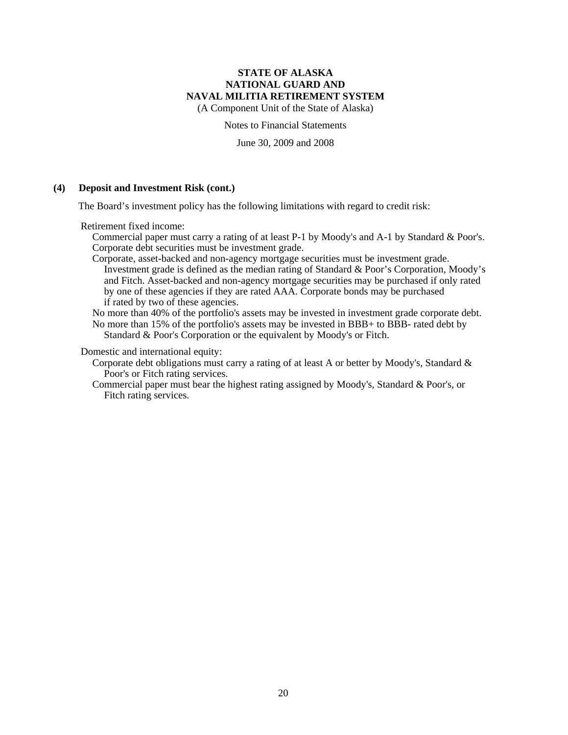# STATE OF ALASKA
# NATIONAL GUARD AND
# NAVAL MILITIA RETIREMENT SYSTEM

(A Component Unit of the State of Alaska)

Notes to Financial Statements

June 30, 2009 and 2008

## (4) Deposit and Investment Risk (cont.)

The Board's investment policy has the following limitations with regard to credit risk:

Retirement fixed income:

- Commercial paper must carry a rating of at least P-1 by Moody's and A-1 by Standard & Poor's. Corporate debt securities must be investment grade.
- Corporate, asset-backed and non-agency mortgage securities must be investment grade. Investment grade is defined as the median rating of Standard & Poor's Corporation, Moody's and Fitch. Asset-backed and non-agency mortgage securities may be purchased if only rated by one of these agencies if they are rated AAA. Corporate bonds may be purchased if rated by two of these agencies.
- No more than 40% of the portfolio's assets may be invested in investment grade corporate debt.
- No more than 15% of the portfolio's assets may be invested in BBB+ to BBB- rated debt by Standard & Poor's Corporation or the equivalent by Moody's or Fitch.

Domestic and international equity:

- Corporate debt obligations must carry a rating of at least A or better by Moody's, Standard & Poor's or Fitch rating services.
- Commercial paper must bear the highest rating assigned by Moody's, Standard & Poor's, or Fitch rating services.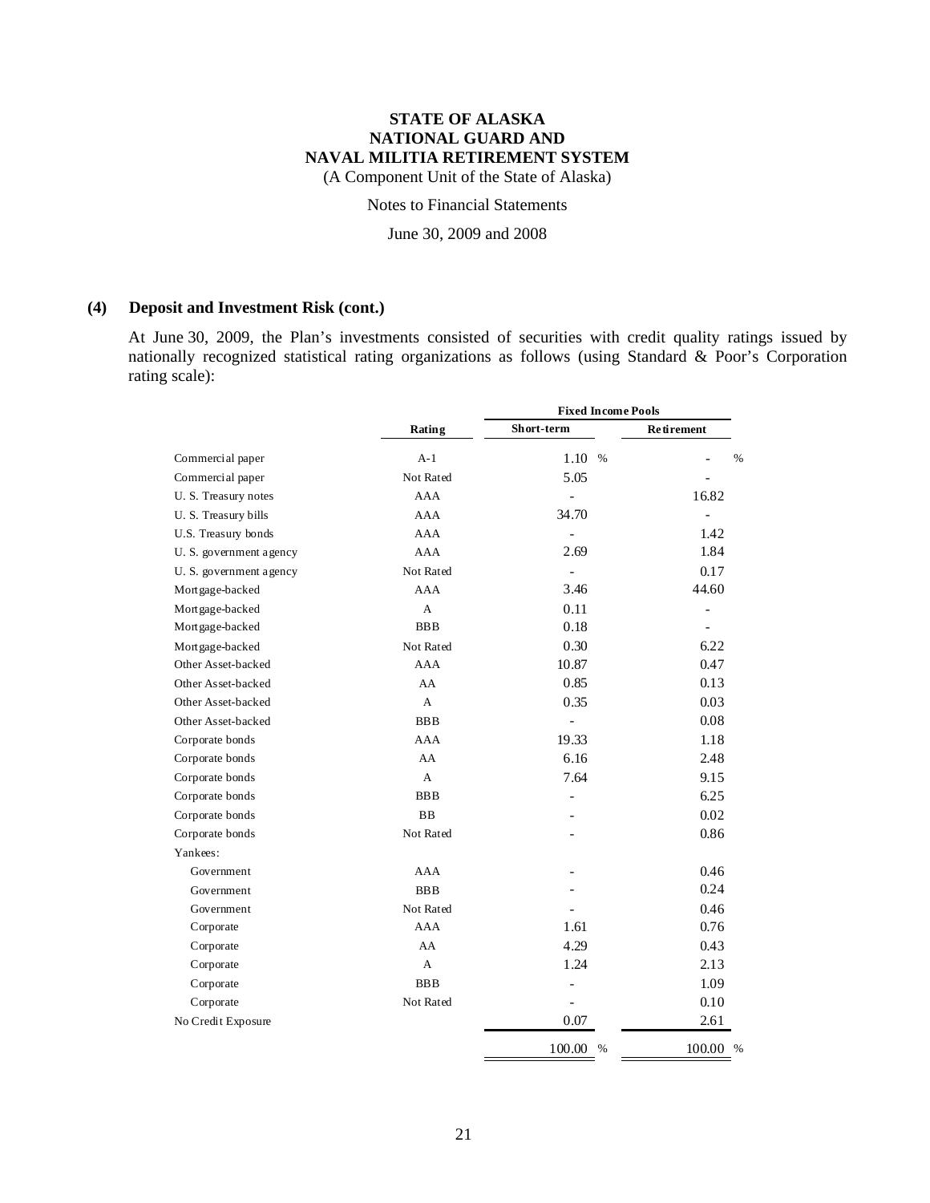## (4) Deposit and Investment Risk (cont.)

At June 30, 2009, the Plan's investments consisted of securities with credit quality ratings issued by nationally recognized statistical rating organizations as follows (using Standard & Poor's Corporation rating scale):

| | Rating | Fixed Income Pools | |
|---|---|---|---|
| | | Short-term | Retirement |
| Commercial paper | A-1 | 1.10 % | - % |
| Commercial paper | Not Rated | 5.05 | - |
| U. S. Treasury notes | AAA | - | 16.82 |
| U. S. Treasury bills | AAA | 34.70 | - |
| U.S. Treasury bonds | AAA | - | 1.42 |
| U. S. government agency | AAA | 2.69 | 1.84 |
| U. S. government agency | Not Rated | - | 0.17 |
| Mortgage-backed | AAA | 3.46 | 44.60 |
| Mortgage-backed | A | 0.11 | - |
| Mortgage-backed | BBB | 0.18 | - |
| Mortgage-backed | Not Rated | 0.30 | 6.22 |
| Other Asset-backed | AAA | 10.87 | 0.47 |
| Other Asset-backed | AA | 0.85 | 0.13 |
| Other Asset-backed | A | 0.35 | 0.03 |
| Other Asset-backed | BBB | - | 0.08 |
| Corporate bonds | AAA | 19.33 | 1.18 |
| Corporate bonds | AA | 6.16 | 2.48 |
| Corporate bonds | A | 7.64 | 9.15 |
| Corporate bonds | BBB | - | 6.25 |
| Corporate bonds | BB | - | 0.02 |
| Corporate bonds | Not Rated | - | 0.86 |
| Yankees: | | | |
| Government | AAA | - | 0.46 |
| Government | BBB | - | 0.24 |
| Government | Not Rated | - | 0.46 |
| Corporate | AAA | 1.61 | 0.76 |
| Corporate | AA | 4.29 | 0.43 |
| Corporate | A | 1.24 | 2.13 |
| Corporate | BBB | - | 1.09 |
| Corporate | Not Rated | - | 0.10 |
| No Credit Exposure | | 0.07 | 2.61 |
| | | 100.00 % | 100.00 % |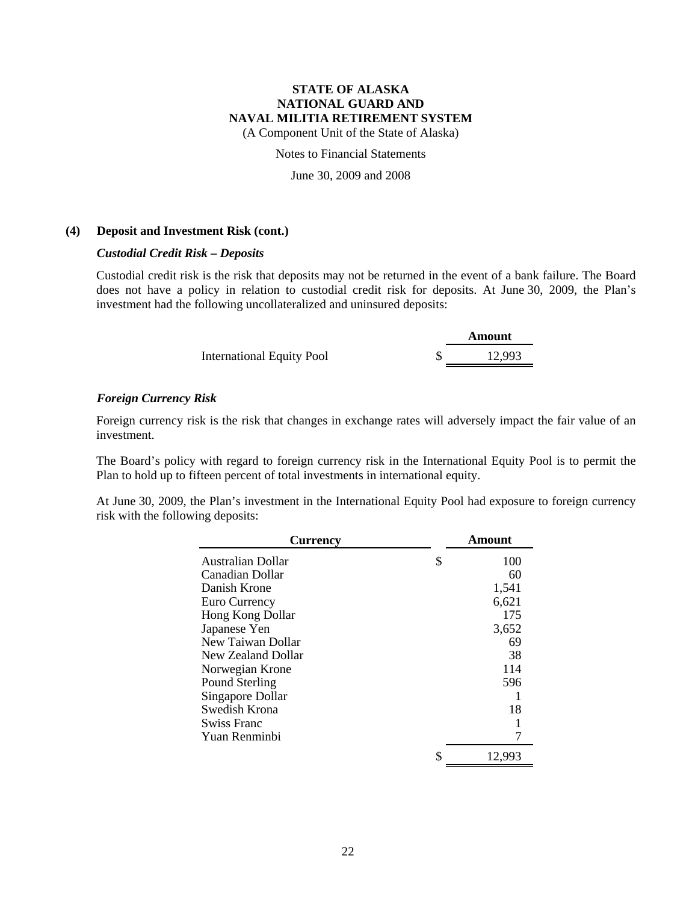# STATE OF ALASKA
# NATIONAL GUARD AND
# NAVAL MILITIA RETIREMENT SYSTEM

(A Component Unit of the State of Alaska)

Notes to Financial Statements

June 30, 2009 and 2008

## (4) Deposit and Investment Risk (cont.)

### *Custodial Credit Risk – Deposits*

Custodial credit risk is the risk that deposits may not be returned in the event of a bank failure. The Board does not have a policy in relation to custodial credit risk for deposits. At June 30, 2009, the Plan's investment had the following uncollateralized and uninsured deposits:

| | Amount |
|---|---|
| International Equity Pool | $ 12,993 |

### *Foreign Currency Risk*

Foreign currency risk is the risk that changes in exchange rates will adversely impact the fair value of an investment.

The Board's policy with regard to foreign currency risk in the International Equity Pool is to permit the Plan to hold up to fifteen percent of total investments in international equity.

At June 30, 2009, the Plan's investment in the International Equity Pool had exposure to foreign currency risk with the following deposits:

| Currency | Amount |
|---|---|
| Australian Dollar | $ 100 |
| Canadian Dollar | 60 |
| Danish Krone | 1,541 |
| Euro Currency | 6,621 |
| Hong Kong Dollar | 175 |
| Japanese Yen | 3,652 |
| New Taiwan Dollar | 69 |
| New Zealand Dollar | 38 |
| Norwegian Krone | 114 |
| Pound Sterling | 596 |
| Singapore Dollar | 1 |
| Swedish Krona | 18 |
| Swiss Franc | 1 |
| Yuan Renminbi | 7 |
| | $ 12,993 |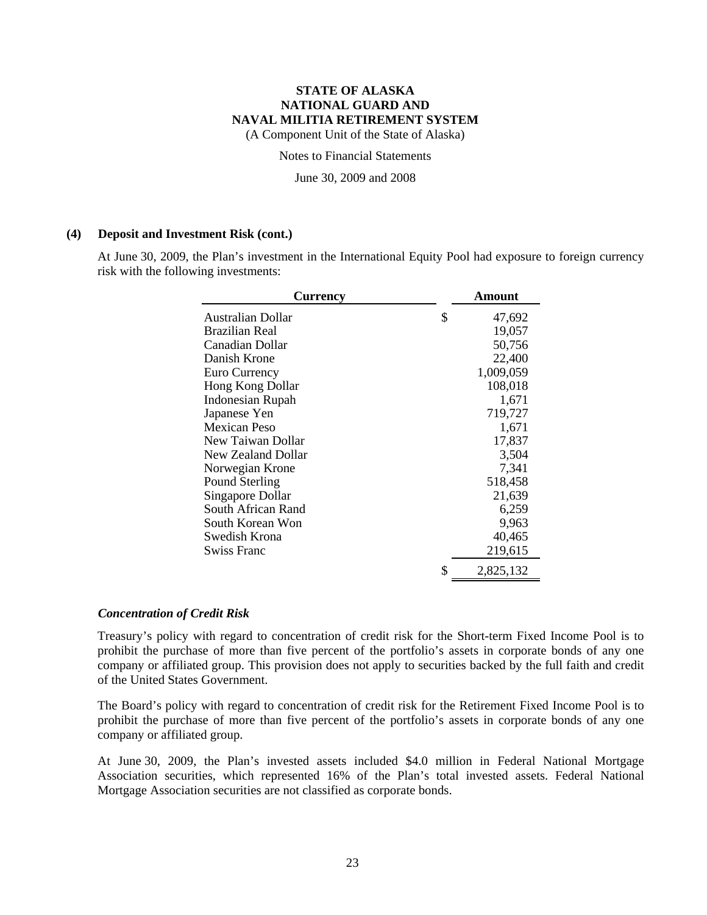## (4) Deposit and Investment Risk (cont.)

At June 30, 2009, the Plan's investment in the International Equity Pool had exposure to foreign currency risk with the following investments:

| Currency | Amount |
|---|---|
| Australian Dollar | $ 47,692 |
| Brazilian Real | 19,057 |
| Canadian Dollar | 50,756 |
| Danish Krone | 22,400 |
| Euro Currency | 1,009,059 |
| Hong Kong Dollar | 108,018 |
| Indonesian Rupah | 1,671 |
| Japanese Yen | 719,727 |
| Mexican Peso | 1,671 |
| New Taiwan Dollar | 17,837 |
| New Zealand Dollar | 3,504 |
| Norwegian Krone | 7,341 |
| Pound Sterling | 518,458 |
| Singapore Dollar | 21,639 |
| South African Rand | 6,259 |
| South Korean Won | 9,963 |
| Swedish Krona | 40,465 |
| Swiss Franc | 219,615 |
| | $ 2,825,132 |

### *Concentration of Credit Risk*

Treasury's policy with regard to concentration of credit risk for the Short-term Fixed Income Pool is to prohibit the purchase of more than five percent of the portfolio's assets in corporate bonds of any one company or affiliated group. This provision does not apply to securities backed by the full faith and credit of the United States Government.

The Board's policy with regard to concentration of credit risk for the Retirement Fixed Income Pool is to prohibit the purchase of more than five percent of the portfolio's assets in corporate bonds of any one company or affiliated group.

At June 30, 2009, the Plan's invested assets included $4.0 million in Federal National Mortgage Association securities, which represented 16% of the Plan's total invested assets. Federal National Mortgage Association securities are not classified as corporate bonds.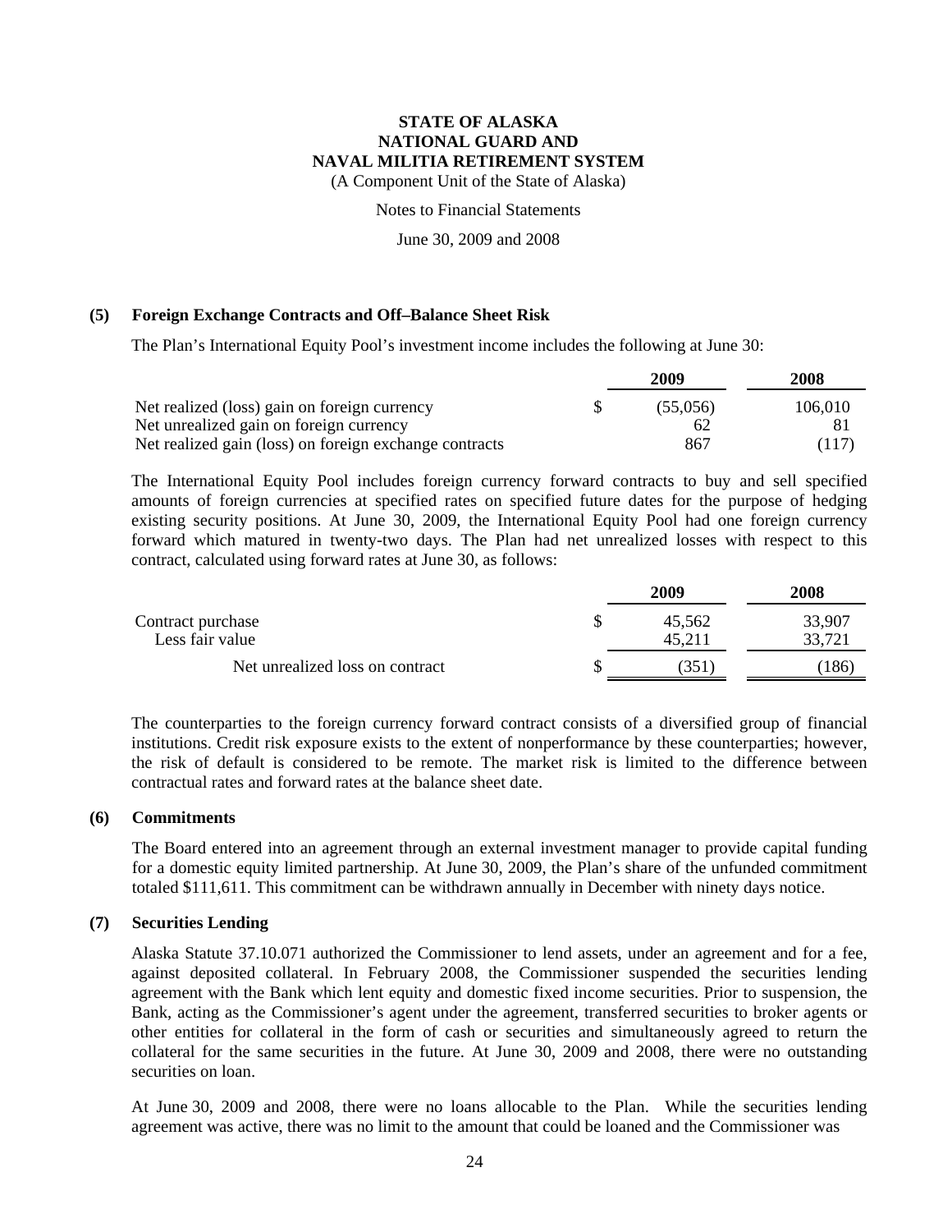# STATE OF ALASKA
# NATIONAL GUARD AND
# NAVAL MILITIA RETIREMENT SYSTEM

(A Component Unit of the State of Alaska)

Notes to Financial Statements

June 30, 2009 and 2008

## (5) Foreign Exchange Contracts and Off–Balance Sheet Risk

The Plan's International Equity Pool's investment income includes the following at June 30:

| | | 2009 | 2008 |
|---|---|---|---|
| Net realized (loss) gain on foreign currency | $ | (55,056) | 106,010 |
| Net unrealized gain on foreign currency | | 62 | 81 |
| Net realized gain (loss) on foreign exchange contracts | | 867 | (117) |

The International Equity Pool includes foreign currency forward contracts to buy and sell specified amounts of foreign currencies at specified rates on specified future dates for the purpose of hedging existing security positions. At June 30, 2009, the International Equity Pool had one foreign currency forward which matured in twenty-two days. The Plan had net unrealized losses with respect to this contract, calculated using forward rates at June 30, as follows:

| | | 2009 | 2008 |
|---|---|---|---|
| Contract purchase | $ | 45,562 | 33,907 |
| Less fair value | | 45,211 | 33,721 |
| Net unrealized loss on contract | $ | (351) | (186) |

The counterparties to the foreign currency forward contract consists of a diversified group of financial institutions. Credit risk exposure exists to the extent of nonperformance by these counterparties; however, the risk of default is considered to be remote. The market risk is limited to the difference between contractual rates and forward rates at the balance sheet date.

## (6) Commitments

The Board entered into an agreement through an external investment manager to provide capital funding for a domestic equity limited partnership. At June 30, 2009, the Plan's share of the unfunded commitment totaled $111,611. This commitment can be withdrawn annually in December with ninety days notice.

## (7) Securities Lending

Alaska Statute 37.10.071 authorized the Commissioner to lend assets, under an agreement and for a fee, against deposited collateral. In February 2008, the Commissioner suspended the securities lending agreement with the Bank which lent equity and domestic fixed income securities. Prior to suspension, the Bank, acting as the Commissioner's agent under the agreement, transferred securities to broker agents or other entities for collateral in the form of cash or securities and simultaneously agreed to return the collateral for the same securities in the future. At June 30, 2009 and 2008, there were no outstanding securities on loan.

At June 30, 2009 and 2008, there were no loans allocable to the Plan. While the securities lending agreement was active, there was no limit to the amount that could be loaned and the Commissioner was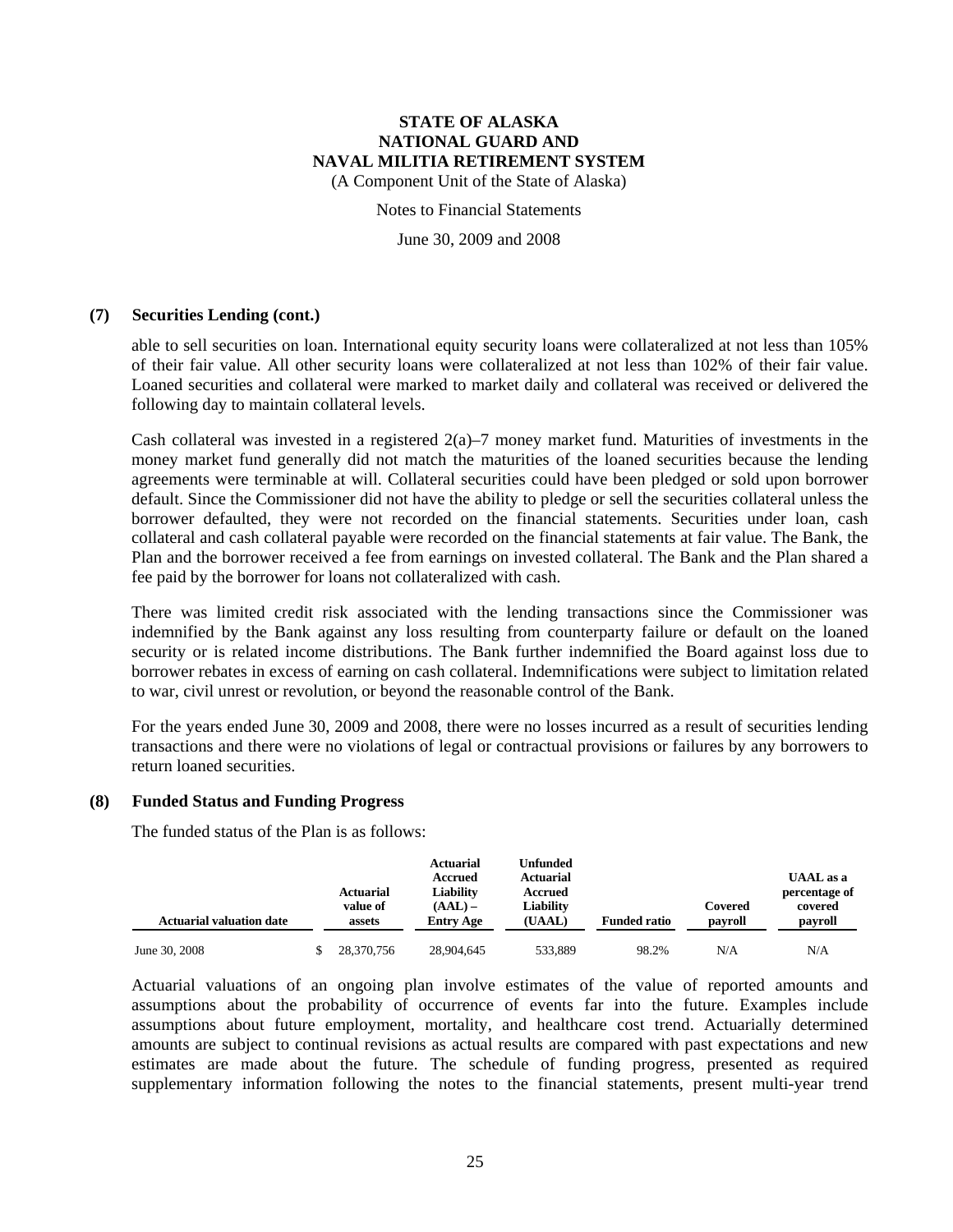### (7) Securities Lending (cont.)

able to sell securities on loan. International equity security loans were collateralized at not less than 105% of their fair value. All other security loans were collateralized at not less than 102% of their fair value. Loaned securities and collateral were marked to market daily and collateral was received or delivered the following day to maintain collateral levels.

Cash collateral was invested in a registered 2(a)–7 money market fund. Maturities of investments in the money market fund generally did not match the maturities of the loaned securities because the lending agreements were terminable at will. Collateral securities could have been pledged or sold upon borrower default. Since the Commissioner did not have the ability to pledge or sell the securities collateral unless the borrower defaulted, they were not recorded on the financial statements. Securities under loan, cash collateral and cash collateral payable were recorded on the financial statements at fair value. The Bank, the Plan and the borrower received a fee from earnings on invested collateral. The Bank and the Plan shared a fee paid by the borrower for loans not collateralized with cash.

There was limited credit risk associated with the lending transactions since the Commissioner was indemnified by the Bank against any loss resulting from counterparty failure or default on the loaned security or is related income distributions. The Bank further indemnified the Board against loss due to borrower rebates in excess of earning on cash collateral. Indemnifications were subject to limitation related to war, civil unrest or revolution, or beyond the reasonable control of the Bank.

For the years ended June 30, 2009 and 2008, there were no losses incurred as a result of securities lending transactions and there were no violations of legal or contractual provisions or failures by any borrowers to return loaned securities.

### (8) Funded Status and Funding Progress

The funded status of the Plan is as follows:

| Actuarial valuation date | Actuarial value of assets | Actuarial Accrued Liability (AAL) – Entry Age | Unfunded Actuarial Accrued Liability (UAAL) | Funded ratio | Covered payroll | UAAL as a percentage of covered payroll |
|---|---|---|---|---|---|---|
| June 30, 2008 | $ 28,370,756 | 28,904,645 | 533,889 | 98.2% | N/A | N/A |

Actuarial valuations of an ongoing plan involve estimates of the value of reported amounts and assumptions about the probability of occurrence of events far into the future. Examples include assumptions about future employment, mortality, and healthcare cost trend. Actuarially determined amounts are subject to continual revisions as actual results are compared with past expectations and new estimates are made about the future. The schedule of funding progress, presented as required supplementary information following the notes to the financial statements, present multi-year trend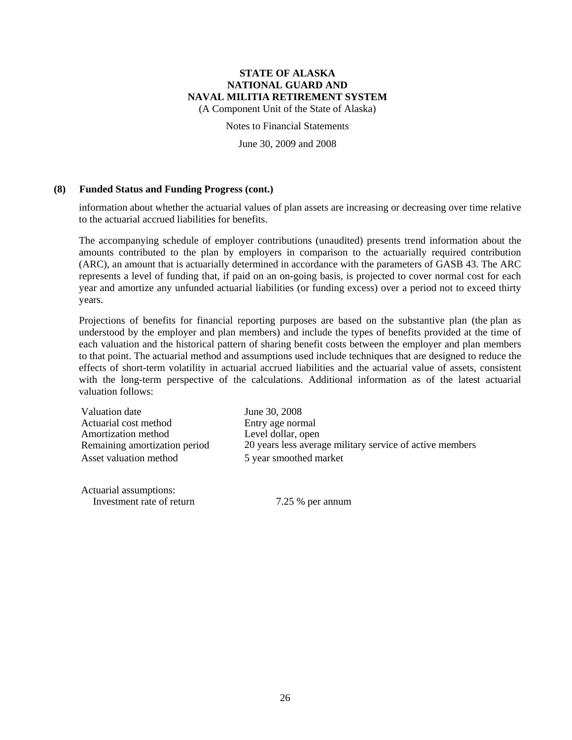### (8) Funded Status and Funding Progress (cont.)

information about whether the actuarial values of plan assets are increasing or decreasing over time relative to the actuarial accrued liabilities for benefits.

The accompanying schedule of employer contributions (unaudited) presents trend information about the amounts contributed to the plan by employers in comparison to the actuarially required contribution (ARC), an amount that is actuarially determined in accordance with the parameters of GASB 43. The ARC represents a level of funding that, if paid on an on-going basis, is projected to cover normal cost for each year and amortize any unfunded actuarial liabilities (or funding excess) over a period not to exceed thirty years.

Projections of benefits for financial reporting purposes are based on the substantive plan (the plan as understood by the employer and plan members) and include the types of benefits provided at the time of each valuation and the historical pattern of sharing benefit costs between the employer and plan members to that point. The actuarial method and assumptions used include techniques that are designed to reduce the effects of short-term volatility in actuarial accrued liabilities and the actuarial value of assets, consistent with the long-term perspective of the calculations. Additional information as of the latest actuarial valuation follows:

| | |
|---|---|
| Valuation date | June 30, 2008 |
| Actuarial cost method | Entry age normal |
| Amortization method | Level dollar, open |
| Remaining amortization period | 20 years less average military service of active members |
| Asset valuation method | 5 year smoothed market |
| Actuarial assumptions: | |
| Investment rate of return | 7.25 % per annum |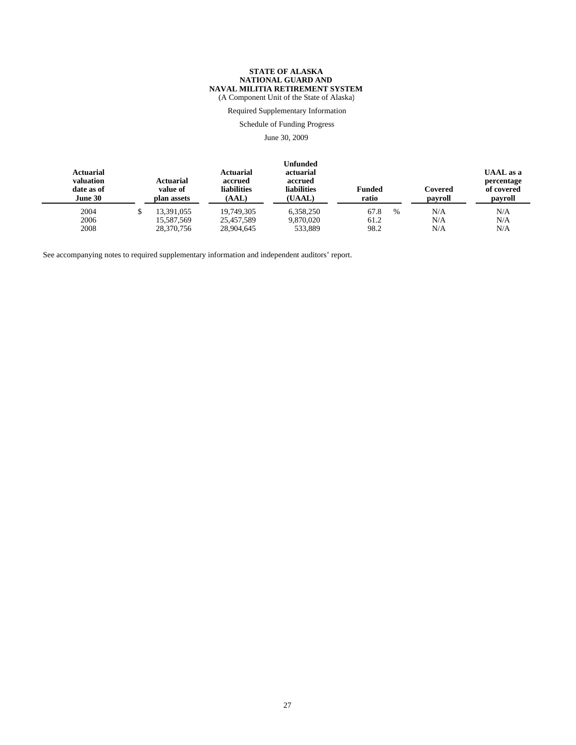**STATE OF ALASKA**
**NATIONAL GUARD AND**
**NAVAL MILITIA RETIREMENT SYSTEM**
(A Component Unit of the State of Alaska)

Required Supplementary Information

Schedule of Funding Progress

June 30, 2009

| Actuarial valuation date as of June 30 | Actuarial value of plan assets | Actuarial accrued liabilities (AAL) | Unfunded actuarial accrued liabilities (UAAL) | Funded ratio | Covered payroll | UAAL as a percentage of covered payroll |
|---|---|---|---|---|---|---|
| 2004 | $ 13,391,055 | 19,749,305 | 6,358,250 | 67.8 % | N/A | N/A |
| 2006 | 15,587,569 | 25,457,589 | 9,870,020 | 61.2 | N/A | N/A |
| 2008 | 28,370,756 | 28,904,645 | 533,889 | 98.2 | N/A | N/A |

See accompanying notes to required supplementary information and independent auditors' report.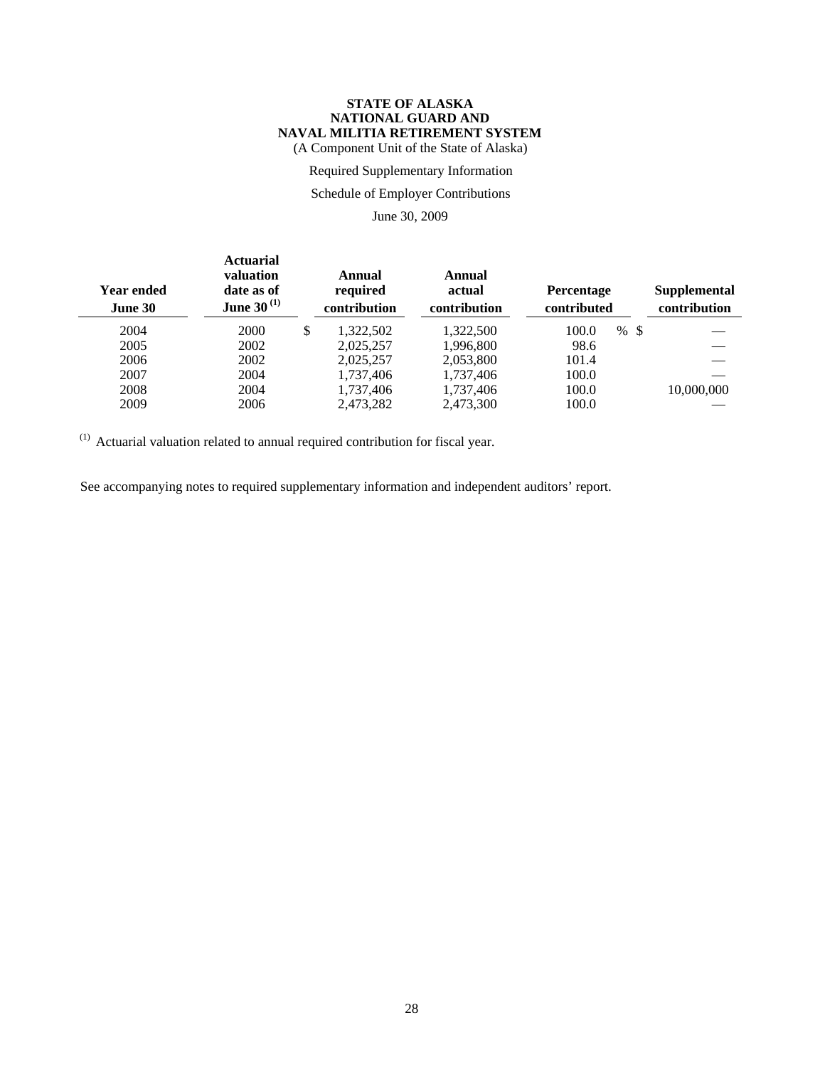# STATE OF ALASKA
# NATIONAL GUARD AND
# NAVAL MILITIA RETIREMENT SYSTEM

(A Component Unit of the State of Alaska)

Required Supplementary Information

Schedule of Employer Contributions

June 30, 2009

| Year ended June 30 | Actuarial valuation date as of June 30 [(1)] | Annual required contribution | Annual actual contribution | Percentage contributed | Supplemental contribution |
|---|---|---|---|---|---|
| 2004 | 2000 | $ 1,322,502 | 1,322,500 | 100.0 % | $ — |
| 2005 | 2002 | 2,025,257 | 1,996,800 | 98.6 | — |
| 2006 | 2002 | 2,025,257 | 2,053,800 | 101.4 | — |
| 2007 | 2004 | 1,737,406 | 1,737,406 | 100.0 | — |
| 2008 | 2004 | 1,737,406 | 1,737,406 | 100.0 | 10,000,000 |
| 2009 | 2006 | 2,473,282 | 2,473,300 | 100.0 | — |

(1) Actuarial valuation related to annual required contribution for fiscal year.

See accompanying notes to required supplementary information and independent auditors' report.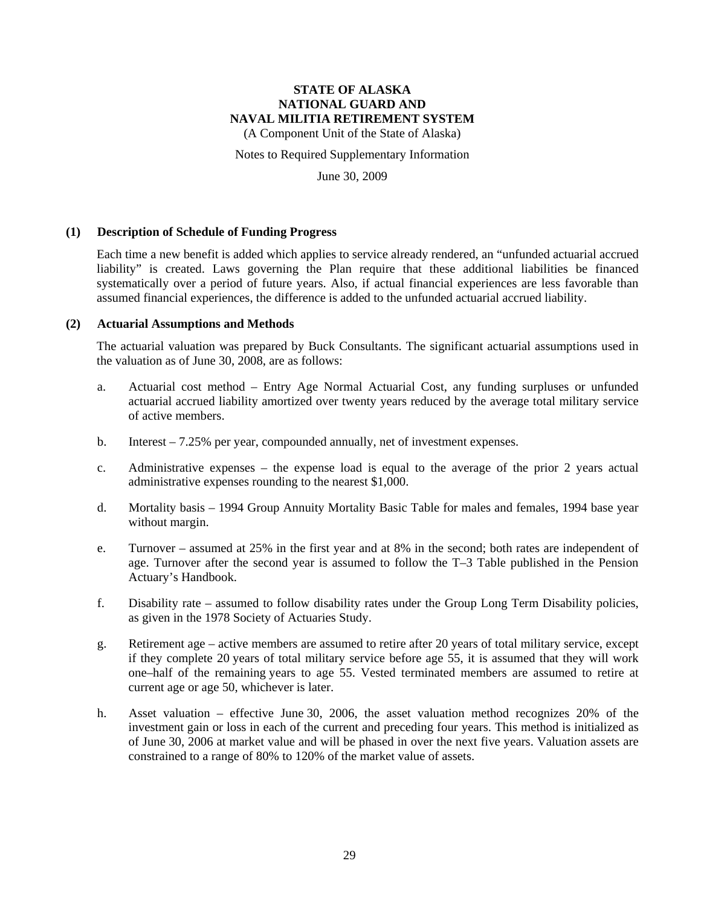# STATE OF ALASKA
# NATIONAL GUARD AND
# NAVAL MILITIA RETIREMENT SYSTEM

(A Component Unit of the State of Alaska)

Notes to Required Supplementary Information

June 30, 2009

## (1) Description of Schedule of Funding Progress

Each time a new benefit is added which applies to service already rendered, an "unfunded actuarial accrued liability" is created. Laws governing the Plan require that these additional liabilities be financed systematically over a period of future years. Also, if actual financial experiences are less favorable than assumed financial experiences, the difference is added to the unfunded actuarial accrued liability.

## (2) Actuarial Assumptions and Methods

The actuarial valuation was prepared by Buck Consultants. The significant actuarial assumptions used in the valuation as of June 30, 2008, are as follows:

a. Actuarial cost method – Entry Age Normal Actuarial Cost, any funding surpluses or unfunded actuarial accrued liability amortized over twenty years reduced by the average total military service of active members.

b. Interest – 7.25% per year, compounded annually, net of investment expenses.

c. Administrative expenses – the expense load is equal to the average of the prior 2 years actual administrative expenses rounding to the nearest $1,000.

d. Mortality basis – 1994 Group Annuity Mortality Basic Table for males and females, 1994 base year without margin.

e. Turnover – assumed at 25% in the first year and at 8% in the second; both rates are independent of age. Turnover after the second year is assumed to follow the T–3 Table published in the Pension Actuary's Handbook.

f. Disability rate – assumed to follow disability rates under the Group Long Term Disability policies, as given in the 1978 Society of Actuaries Study.

g. Retirement age – active members are assumed to retire after 20 years of total military service, except if they complete 20 years of total military service before age 55, it is assumed that they will work one–half of the remaining years to age 55. Vested terminated members are assumed to retire at current age or age 50, whichever is later.

h. Asset valuation – effective June 30, 2006, the asset valuation method recognizes 20% of the investment gain or loss in each of the current and preceding four years. This method is initialized as of June 30, 2006 at market value and will be phased in over the next five years. Valuation assets are constrained to a range of 80% to 120% of the market value of assets.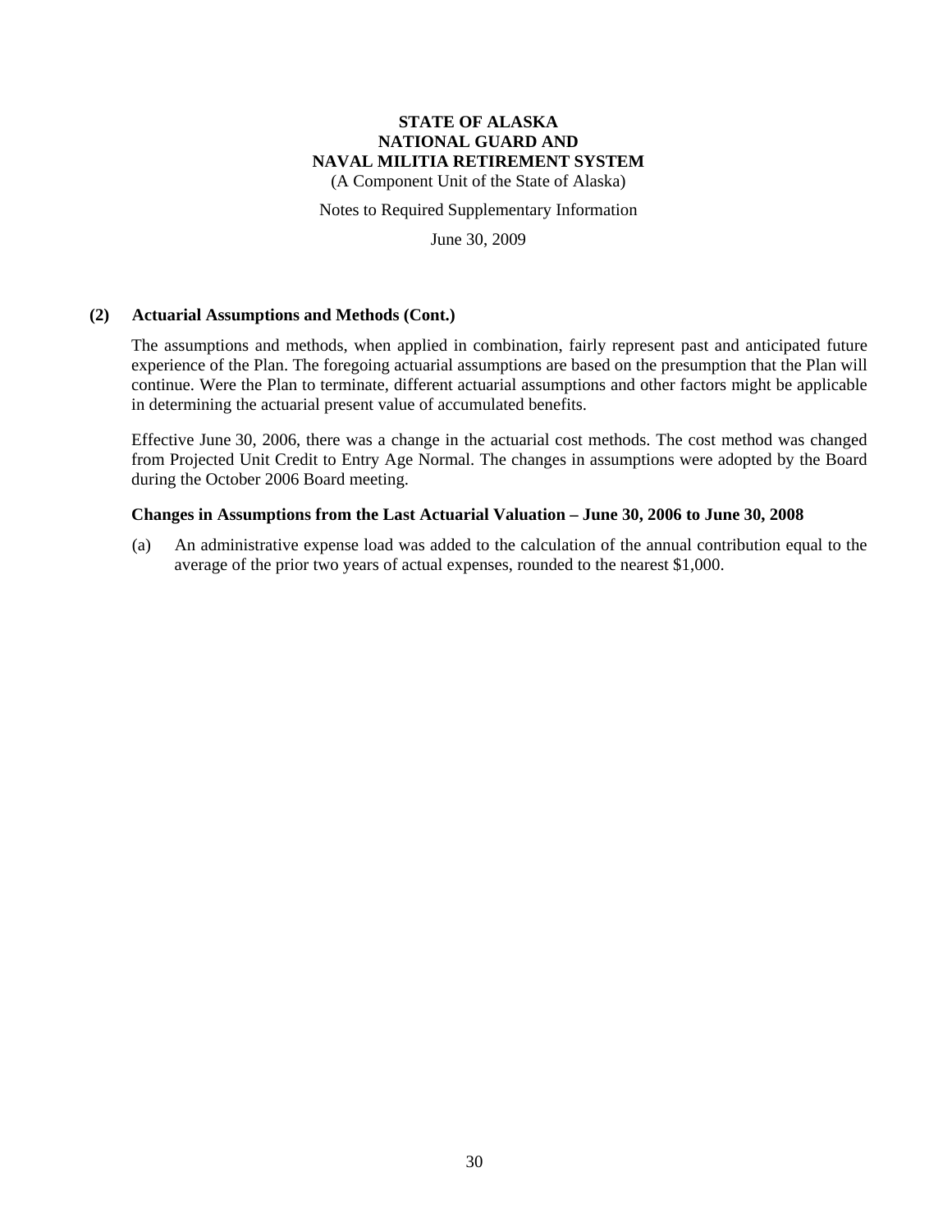**STATE OF ALASKA**
**NATIONAL GUARD AND**
**NAVAL MILITIA RETIREMENT SYSTEM**
(A Component Unit of the State of Alaska)

Notes to Required Supplementary Information

June 30, 2009

## (2) Actuarial Assumptions and Methods (Cont.)

The assumptions and methods, when applied in combination, fairly represent past and anticipated future experience of the Plan. The foregoing actuarial assumptions are based on the presumption that the Plan will continue. Were the Plan to terminate, different actuarial assumptions and other factors might be applicable in determining the actuarial present value of accumulated benefits.

Effective June 30, 2006, there was a change in the actuarial cost methods. The cost method was changed from Projected Unit Credit to Entry Age Normal. The changes in assumptions were adopted by the Board during the October 2006 Board meeting.

### Changes in Assumptions from the Last Actuarial Valuation – June 30, 2006 to June 30, 2008

(a) An administrative expense load was added to the calculation of the annual contribution equal to the average of the prior two years of actual expenses, rounded to the nearest $1,000.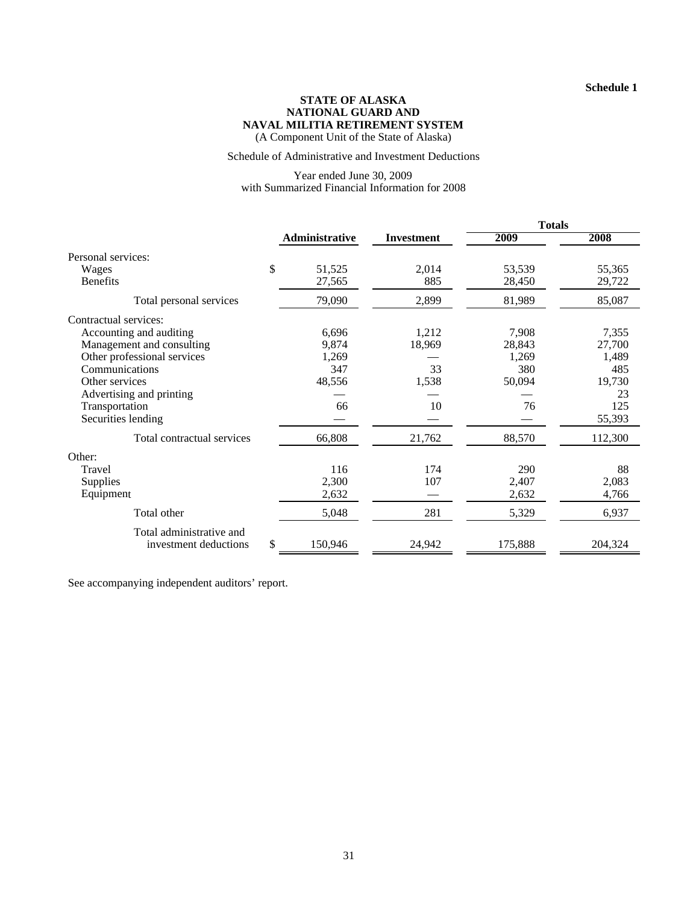Schedule 1

**STATE OF ALASKA**
**NATIONAL GUARD AND**
**NAVAL MILITIA RETIREMENT SYSTEM**
(A Component Unit of the State of Alaska)

Schedule of Administrative and Investment Deductions

Year ended June 30, 2009
with Summarized Financial Information for 2008

| | | | Totals | |
|---|---|---|---|---|
| | **Administrative** | **Investment** | **2009** | **2008** |
| Personal services: | | | | |
| Wages | $ 51,525 | 2,014 | 53,539 | 55,365 |
| Benefits | 27,565 | 885 | 28,450 | 29,722 |
| Total personal services | 79,090 | 2,899 | 81,989 | 85,087 |
| Contractual services: | | | | |
| Accounting and auditing | 6,696 | 1,212 | 7,908 | 7,355 |
| Management and consulting | 9,874 | 18,969 | 28,843 | 27,700 |
| Other professional services | 1,269 | — | 1,269 | 1,489 |
| Communications | 347 | 33 | 380 | 485 |
| Other services | 48,556 | 1,538 | 50,094 | 19,730 |
| Advertising and printing | — | — | — | 23 |
| Transportation | 66 | 10 | 76 | 125 |
| Securities lending | — | — | — | 55,393 |
| Total contractual services | 66,808 | 21,762 | 88,570 | 112,300 |
| Other: | | | | |
| Travel | 116 | 174 | 290 | 88 |
| Supplies | 2,300 | 107 | 2,407 | 2,083 |
| Equipment | 2,632 | — | 2,632 | 4,766 |
| Total other | 5,048 | 281 | 5,329 | 6,937 |
| Total administrative and investment deductions | $ 150,946 | 24,942 | 175,888 | 204,324 |

See accompanying independent auditors' report.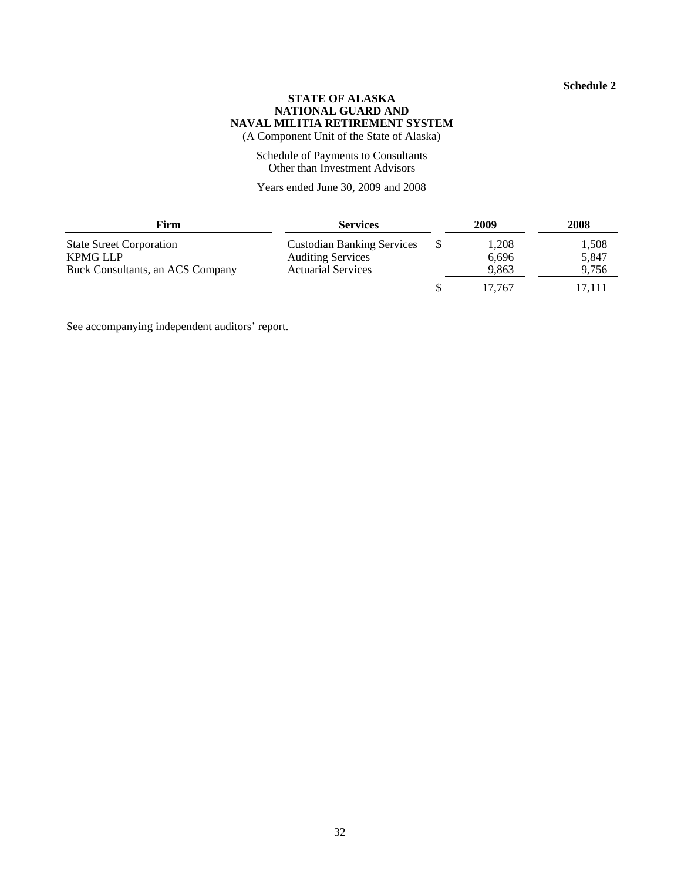**Schedule 2**

**STATE OF ALASKA**
**NATIONAL GUARD AND**
**NAVAL MILITIA RETIREMENT SYSTEM**
(A Component Unit of the State of Alaska)

Schedule of Payments to Consultants
Other than Investment Advisors

Years ended June 30, 2009 and 2008

| Firm | Services | 2009 | 2008 |
|---|---|---|---|
| State Street Corporation | Custodian Banking Services | $ 1,208 | 1,508 |
| KPMG LLP | Auditing Services | 6,696 | 5,847 |
| Buck Consultants, an ACS Company | Actuarial Services | 9,863 | 9,756 |
| | | $ 17,767 | 17,111 |

See accompanying independent auditors' report.